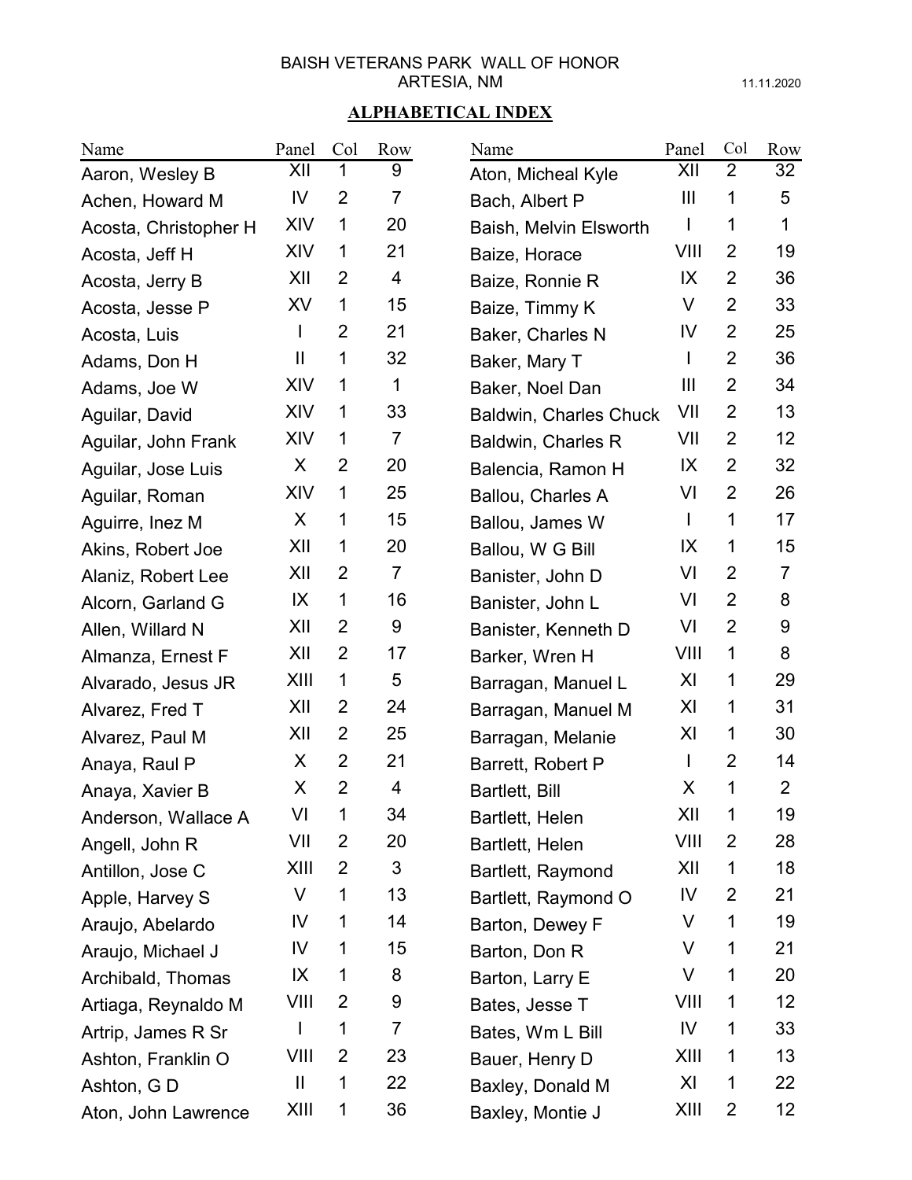BAISH VETERANS PARK WALL OF HONOR
ARTESIA, NM

11.11.2020

## ALPHABETICAL INDEX

| Name | Panel | Col | Row |
|---|---|---|---|
| Aaron, Wesley B | XII | 1 | 9 |
| Achen, Howard M | IV | 2 | 7 |
| Acosta, Christopher H | XIV | 1 | 20 |
| Acosta, Jeff H | XIV | 1 | 21 |
| Acosta, Jerry B | XII | 2 | 4 |
| Acosta, Jesse P | XV | 1 | 15 |
| Acosta, Luis | I | 2 | 21 |
| Adams, Don H | II | 1 | 32 |
| Adams, Joe W | XIV | 1 | 1 |
| Aguilar, David | XIV | 1 | 33 |
| Aguilar, John Frank | XIV | 1 | 7 |
| Aguilar, Jose Luis | X | 2 | 20 |
| Aguilar, Roman | XIV | 1 | 25 |
| Aguirre, Inez M | X | 1 | 15 |
| Akins, Robert Joe | XII | 1 | 20 |
| Alaniz, Robert Lee | XII | 2 | 7 |
| Alcorn, Garland G | IX | 1 | 16 |
| Allen, Willard N | XII | 2 | 9 |
| Almanza, Ernest F | XII | 2 | 17 |
| Alvarado, Jesus JR | XIII | 1 | 5 |
| Alvarez, Fred T | XII | 2 | 24 |
| Alvarez, Paul M | XII | 2 | 25 |
| Anaya, Raul P | X | 2 | 21 |
| Anaya, Xavier B | X | 2 | 4 |
| Anderson, Wallace A | VI | 1 | 34 |
| Angell, John R | VII | 2 | 20 |
| Antillon, Jose C | XIII | 2 | 3 |
| Apple, Harvey S | V | 1 | 13 |
| Araujo, Abelardo | IV | 1 | 14 |
| Araujo, Michael J | IV | 1 | 15 |
| Archibald, Thomas | IX | 1 | 8 |
| Artiaga, Reynaldo M | VIII | 2 | 9 |
| Artrip, James R Sr | I | 1 | 7 |
| Ashton, Franklin O | VIII | 2 | 23 |
| Ashton, G D | II | 1 | 22 |
| Aton, John Lawrence | XIII | 1 | 36 |
| Aton, Micheal Kyle | XII | 2 | 32 |
| Bach, Albert P | III | 1 | 5 |
| Baish, Melvin Elsworth | I | 1 | 1 |
| Baize, Horace | VIII | 2 | 19 |
| Baize, Ronnie R | IX | 2 | 36 |
| Baize, Timmy K | V | 2 | 33 |
| Baker, Charles N | IV | 2 | 25 |
| Baker, Mary T | I | 2 | 36 |
| Baker, Noel Dan | III | 2 | 34 |
| Baldwin, Charles Chuck | VII | 2 | 13 |
| Baldwin, Charles R | VII | 2 | 12 |
| Balencia, Ramon H | IX | 2 | 32 |
| Ballou, Charles A | VI | 2 | 26 |
| Ballou, James W | I | 1 | 17 |
| Ballou, W G Bill | IX | 1 | 15 |
| Banister, John D | VI | 2 | 7 |
| Banister, John L | VI | 2 | 8 |
| Banister, Kenneth D | VI | 2 | 9 |
| Barker, Wren H | VIII | 1 | 8 |
| Barragan, Manuel L | XI | 1 | 29 |
| Barragan, Manuel M | XI | 1 | 31 |
| Barragan, Melanie | XI | 1 | 30 |
| Barrett, Robert P | I | 2 | 14 |
| Bartlett, Bill | X | 1 | 2 |
| Bartlett, Helen | XII | 1 | 19 |
| Bartlett, Helen | VIII | 2 | 28 |
| Bartlett, Raymond | XII | 1 | 18 |
| Bartlett, Raymond O | IV | 2 | 21 |
| Barton, Dewey F | V | 1 | 19 |
| Barton, Don R | V | 1 | 21 |
| Barton, Larry E | V | 1 | 20 |
| Bates, Jesse T | VIII | 1 | 12 |
| Bates, Wm L Bill | IV | 1 | 33 |
| Bauer, Henry D | XIII | 1 | 13 |
| Baxley, Donald M | XI | 1 | 22 |
| Baxley, Montie J | XIII | 2 | 12 |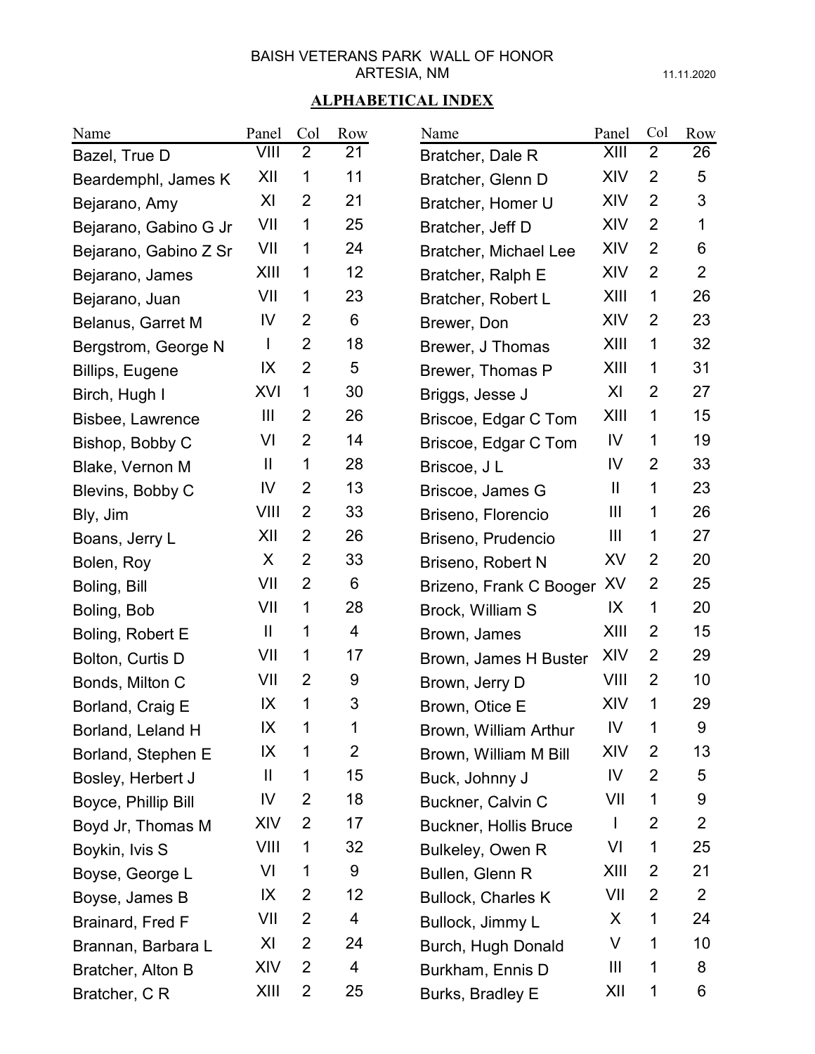BAISH VETERANS PARK WALL OF HONOR
ARTESIA, NM

11.11.2020

## ALPHABETICAL INDEX

| Name | Panel | Col | Row |
|---|---|---|---|
| Bazel, True D | VIII | 2 | 21 |
| Beardemphl, James K | XII | 1 | 11 |
| Bejarano, Amy | XI | 2 | 21 |
| Bejarano, Gabino G Jr | VII | 1 | 25 |
| Bejarano, Gabino Z Sr | VII | 1 | 24 |
| Bejarano, James | XIII | 1 | 12 |
| Bejarano, Juan | VII | 1 | 23 |
| Belanus, Garret M | IV | 2 | 6 |
| Bergstrom, George N | I | 2 | 18 |
| Billips, Eugene | IX | 2 | 5 |
| Birch, Hugh I | XVI | 1 | 30 |
| Bisbee, Lawrence | III | 2 | 26 |
| Bishop, Bobby C | VI | 2 | 14 |
| Blake, Vernon M | II | 1 | 28 |
| Blevins, Bobby C | IV | 2 | 13 |
| Bly, Jim | VIII | 2 | 33 |
| Boans, Jerry L | XII | 2 | 26 |
| Bolen, Roy | X | 2 | 33 |
| Boling, Bill | VII | 2 | 6 |
| Boling, Bob | VII | 1 | 28 |
| Boling, Robert E | II | 1 | 4 |
| Bolton, Curtis D | VII | 1 | 17 |
| Bonds, Milton C | VII | 2 | 9 |
| Borland, Craig E | IX | 1 | 3 |
| Borland, Leland H | IX | 1 | 1 |
| Borland, Stephen E | IX | 1 | 2 |
| Bosley, Herbert J | II | 1 | 15 |
| Boyce, Phillip Bill | IV | 2 | 18 |
| Boyd Jr, Thomas M | XIV | 2 | 17 |
| Boykin, Ivis S | VIII | 1 | 32 |
| Boyse, George L | VI | 1 | 9 |
| Boyse, James B | IX | 2 | 12 |
| Brainard, Fred F | VII | 2 | 4 |
| Brannan, Barbara L | XI | 2 | 24 |
| Bratcher, Alton B | XIV | 2 | 4 |
| Bratcher, C R | XIII | 2 | 25 |
| Bratcher, Dale R | XIII | 2 | 26 |
| Bratcher, Glenn D | XIV | 2 | 5 |
| Bratcher, Homer U | XIV | 2 | 3 |
| Bratcher, Jeff D | XIV | 2 | 1 |
| Bratcher, Michael Lee | XIV | 2 | 6 |
| Bratcher, Ralph E | XIV | 2 | 2 |
| Bratcher, Robert L | XIII | 1 | 26 |
| Brewer, Don | XIV | 2 | 23 |
| Brewer, J Thomas | XIII | 1 | 32 |
| Brewer, Thomas P | XIII | 1 | 31 |
| Briggs, Jesse J | XI | 2 | 27 |
| Briscoe, Edgar C Tom | XIII | 1 | 15 |
| Briscoe, Edgar C Tom | IV | 1 | 19 |
| Briscoe, J L | IV | 2 | 33 |
| Briscoe, James G | II | 1 | 23 |
| Briseno, Florencio | III | 1 | 26 |
| Briseno, Prudencio | III | 1 | 27 |
| Briseno, Robert N | XV | 2 | 20 |
| Brizeno, Frank C Booger | XV | 2 | 25 |
| Brock, William S | IX | 1 | 20 |
| Brown, James | XIII | 2 | 15 |
| Brown, James H Buster | XIV | 2 | 29 |
| Brown, Jerry D | VIII | 2 | 10 |
| Brown, Otice E | XIV | 1 | 29 |
| Brown, William Arthur | IV | 1 | 9 |
| Brown, William M Bill | XIV | 2 | 13 |
| Buck, Johnny J | IV | 2 | 5 |
| Buckner, Calvin C | VII | 1 | 9 |
| Buckner, Hollis Bruce | I | 2 | 2 |
| Bulkeley, Owen R | VI | 1 | 25 |
| Bullen, Glenn R | XIII | 2 | 21 |
| Bullock, Charles K | VII | 2 | 2 |
| Bullock, Jimmy L | X | 1 | 24 |
| Burch, Hugh Donald | V | 1 | 10 |
| Burkham, Ennis D | III | 1 | 8 |
| Burks, Bradley E | XII | 1 | 6 |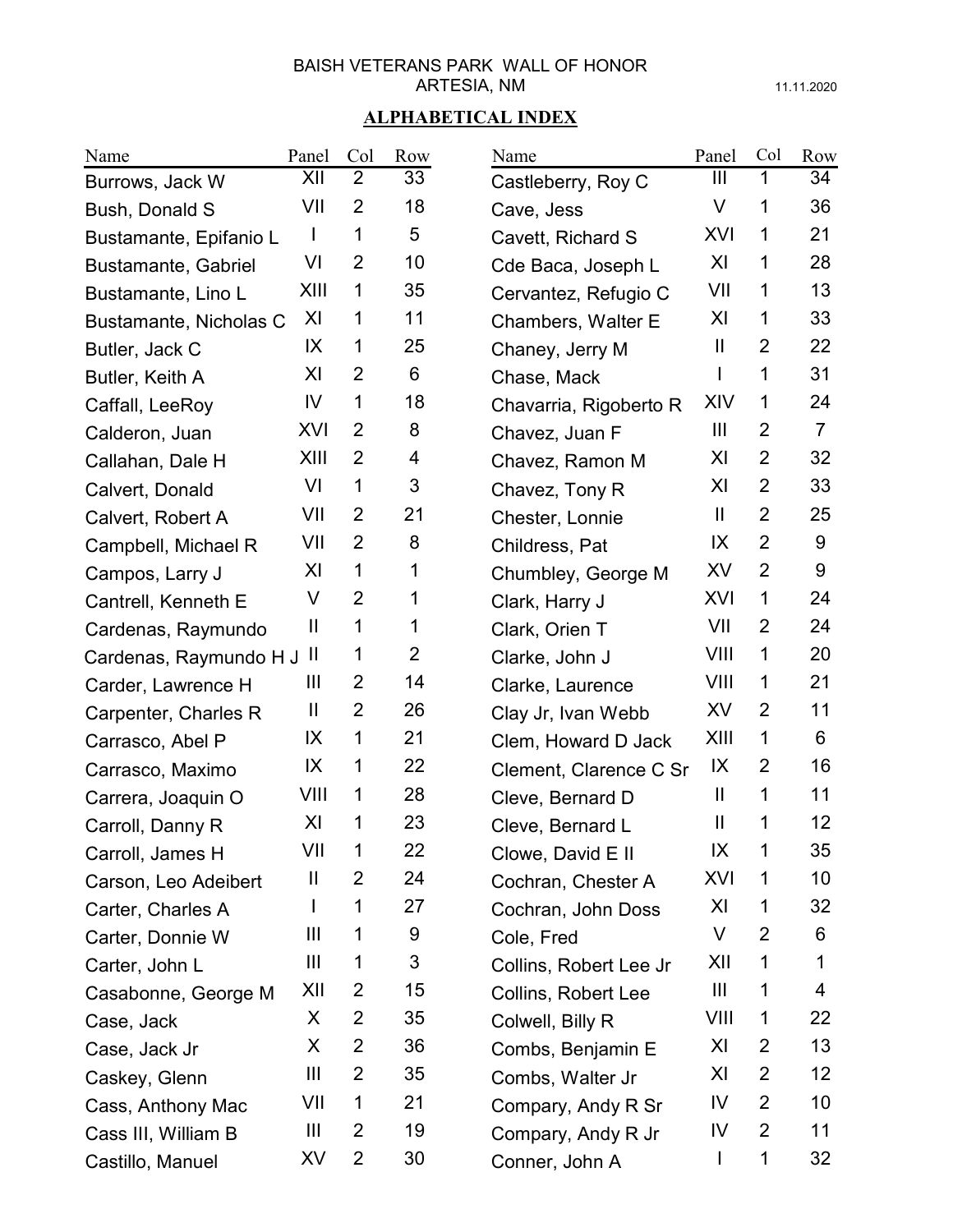BAISH VETERANS PARK WALL OF HONOR
ARTESIA, NM

11.11.2020

## ALPHABETICAL INDEX

| Name | Panel | Col | Row |
|---|---|---|---|
| Burrows, Jack W | XII | 2 | 33 |
| Bush, Donald S | VII | 2 | 18 |
| Bustamante, Epifanio L | I | 1 | 5 |
| Bustamante, Gabriel | VI | 2 | 10 |
| Bustamante, Lino L | XIII | 1 | 35 |
| Bustamante, Nicholas C | XI | 1 | 11 |
| Butler, Jack C | IX | 1 | 25 |
| Butler, Keith A | XI | 2 | 6 |
| Caffall, LeeRoy | IV | 1 | 18 |
| Calderon, Juan | XVI | 2 | 8 |
| Callahan, Dale H | XIII | 2 | 4 |
| Calvert, Donald | VI | 1 | 3 |
| Calvert, Robert A | VII | 2 | 21 |
| Campbell, Michael R | VII | 2 | 8 |
| Campos, Larry J | XI | 1 | 1 |
| Cantrell, Kenneth E | V | 2 | 1 |
| Cardenas, Raymundo | II | 1 | 1 |
| Cardenas, Raymundo H J | II | 1 | 2 |
| Carder, Lawrence H | III | 2 | 14 |
| Carpenter, Charles R | II | 2 | 26 |
| Carrasco, Abel P | IX | 1 | 21 |
| Carrasco, Maximo | IX | 1 | 22 |
| Carrera, Joaquin O | VIII | 1 | 28 |
| Carroll, Danny R | XI | 1 | 23 |
| Carroll, James H | VII | 1 | 22 |
| Carson, Leo Adeibert | II | 2 | 24 |
| Carter, Charles A | I | 1 | 27 |
| Carter, Donnie W | III | 1 | 9 |
| Carter, John L | III | 1 | 3 |
| Casabonne, George M | XII | 2 | 15 |
| Case, Jack | X | 2 | 35 |
| Case, Jack Jr | X | 2 | 36 |
| Caskey, Glenn | III | 2 | 35 |
| Cass, Anthony Mac | VII | 1 | 21 |
| Cass III, William B | III | 2 | 19 |
| Castillo, Manuel | XV | 2 | 30 |
| Castleberry, Roy C | III | 1 | 34 |
| Cave, Jess | V | 1 | 36 |
| Cavett, Richard S | XVI | 1 | 21 |
| Cde Baca, Joseph L | XI | 1 | 28 |
| Cervantez, Refugio C | VII | 1 | 13 |
| Chambers, Walter E | XI | 1 | 33 |
| Chaney, Jerry M | II | 2 | 22 |
| Chase, Mack | I | 1 | 31 |
| Chavarria, Rigoberto R | XIV | 1 | 24 |
| Chavez, Juan F | III | 2 | 7 |
| Chavez, Ramon M | XI | 2 | 32 |
| Chavez, Tony R | XI | 2 | 33 |
| Chester, Lonnie | II | 2 | 25 |
| Childress, Pat | IX | 2 | 9 |
| Chumbley, George M | XV | 2 | 9 |
| Clark, Harry J | XVI | 1 | 24 |
| Clark, Orien T | VII | 2 | 24 |
| Clarke, John J | VIII | 1 | 20 |
| Clarke, Laurence | VIII | 1 | 21 |
| Clay Jr, Ivan Webb | XV | 2 | 11 |
| Clem, Howard D Jack | XIII | 1 | 6 |
| Clement, Clarence C Sr | IX | 2 | 16 |
| Cleve, Bernard D | II | 1 | 11 |
| Cleve, Bernard L | II | 1 | 12 |
| Clowe, David E II | IX | 1 | 35 |
| Cochran, Chester A | XVI | 1 | 10 |
| Cochran, John Doss | XI | 1 | 32 |
| Cole, Fred | V | 2 | 6 |
| Collins, Robert Lee Jr | XII | 1 | 1 |
| Collins, Robert Lee | III | 1 | 4 |
| Colwell, Billy R | VIII | 1 | 22 |
| Combs, Benjamin E | XI | 2 | 13 |
| Combs, Walter Jr | XI | 2 | 12 |
| Compary, Andy R Sr | IV | 2 | 10 |
| Compary, Andy R Jr | IV | 2 | 11 |
| Conner, John A | I | 1 | 32 |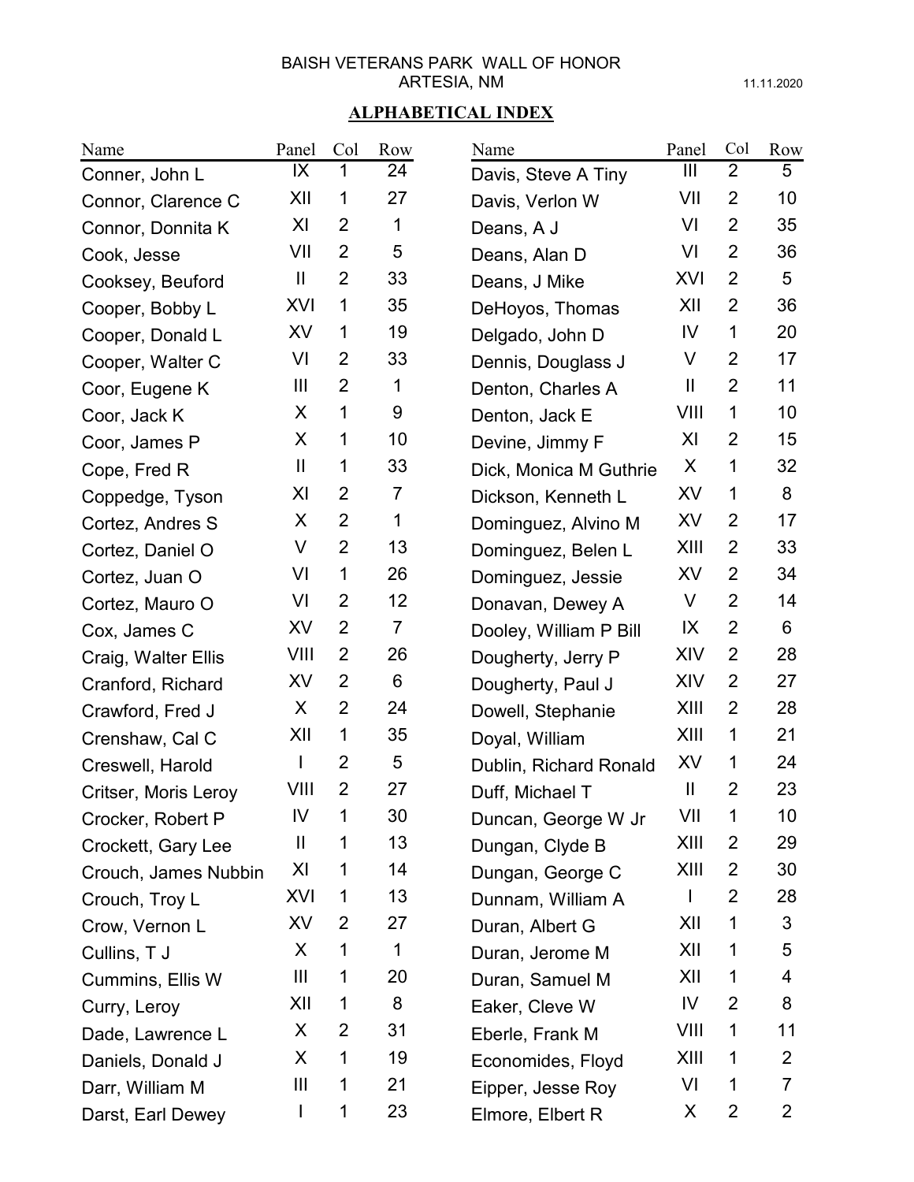BAISH VETERANS PARK WALL OF HONOR
ARTESIA, NM

11.11.2020

## ALPHABETICAL INDEX

| Name | Panel | Col | Row |
|---|---|---|---|
| Conner, John L | IX | 1 | 24 |
| Connor, Clarence C | XII | 1 | 27 |
| Connor, Donnita K | XI | 2 | 1 |
| Cook, Jesse | VII | 2 | 5 |
| Cooksey, Beuford | II | 2 | 33 |
| Cooper, Bobby L | XVI | 1 | 35 |
| Cooper, Donald L | XV | 1 | 19 |
| Cooper, Walter C | VI | 2 | 33 |
| Coor, Eugene K | III | 2 | 1 |
| Coor, Jack K | X | 1 | 9 |
| Coor, James P | X | 1 | 10 |
| Cope, Fred R | II | 1 | 33 |
| Coppedge, Tyson | XI | 2 | 7 |
| Cortez, Andres S | X | 2 | 1 |
| Cortez, Daniel O | V | 2 | 13 |
| Cortez, Juan O | VI | 1 | 26 |
| Cortez, Mauro O | VI | 2 | 12 |
| Cox, James C | XV | 2 | 7 |
| Craig, Walter Ellis | VIII | 2 | 26 |
| Cranford, Richard | XV | 2 | 6 |
| Crawford, Fred J | X | 2 | 24 |
| Crenshaw, Cal C | XII | 1 | 35 |
| Creswell, Harold | I | 2 | 5 |
| Critser, Moris Leroy | VIII | 2 | 27 |
| Crocker, Robert P | IV | 1 | 30 |
| Crockett, Gary Lee | II | 1 | 13 |
| Crouch, James Nubbin | XI | 1 | 14 |
| Crouch, Troy L | XVI | 1 | 13 |
| Crow, Vernon L | XV | 2 | 27 |
| Cullins, T J | X | 1 | 1 |
| Cummins, Ellis W | III | 1 | 20 |
| Curry, Leroy | XII | 1 | 8 |
| Dade, Lawrence L | X | 2 | 31 |
| Daniels, Donald J | X | 1 | 19 |
| Darr, William M | III | 1 | 21 |
| Darst, Earl Dewey | I | 1 | 23 |
| Davis, Steve A Tiny | III | 2 | 5 |
| Davis, Verlon W | VII | 2 | 10 |
| Deans, A J | VI | 2 | 35 |
| Deans, Alan D | VI | 2 | 36 |
| Deans, J Mike | XVI | 2 | 5 |
| DeHoyos, Thomas | XII | 2 | 36 |
| Delgado, John D | IV | 1 | 20 |
| Dennis, Douglass J | V | 2 | 17 |
| Denton, Charles A | II | 2 | 11 |
| Denton, Jack E | VIII | 1 | 10 |
| Devine, Jimmy F | XI | 2 | 15 |
| Dick, Monica M Guthrie | X | 1 | 32 |
| Dickson, Kenneth L | XV | 1 | 8 |
| Dominguez, Alvino M | XV | 2 | 17 |
| Dominguez, Belen L | XIII | 2 | 33 |
| Dominguez, Jessie | XV | 2 | 34 |
| Donavan, Dewey A | V | 2 | 14 |
| Dooley, William P Bill | IX | 2 | 6 |
| Dougherty, Jerry P | XIV | 2 | 28 |
| Dougherty, Paul J | XIV | 2 | 27 |
| Dowell, Stephanie | XIII | 2 | 28 |
| Doyal, William | XIII | 1 | 21 |
| Dublin, Richard Ronald | XV | 1 | 24 |
| Duff, Michael T | II | 2 | 23 |
| Duncan, George W Jr | VII | 1 | 10 |
| Dungan, Clyde B | XIII | 2 | 29 |
| Dungan, George C | XIII | 2 | 30 |
| Dunnam, William A | I | 2 | 28 |
| Duran, Albert G | XII | 1 | 3 |
| Duran, Jerome M | XII | 1 | 5 |
| Duran, Samuel M | XII | 1 | 4 |
| Eaker, Cleve W | IV | 2 | 8 |
| Eberle, Frank M | VIII | 1 | 11 |
| Economides, Floyd | XIII | 1 | 2 |
| Eipper, Jesse Roy | VI | 1 | 7 |
| Elmore, Elbert R | X | 2 | 2 |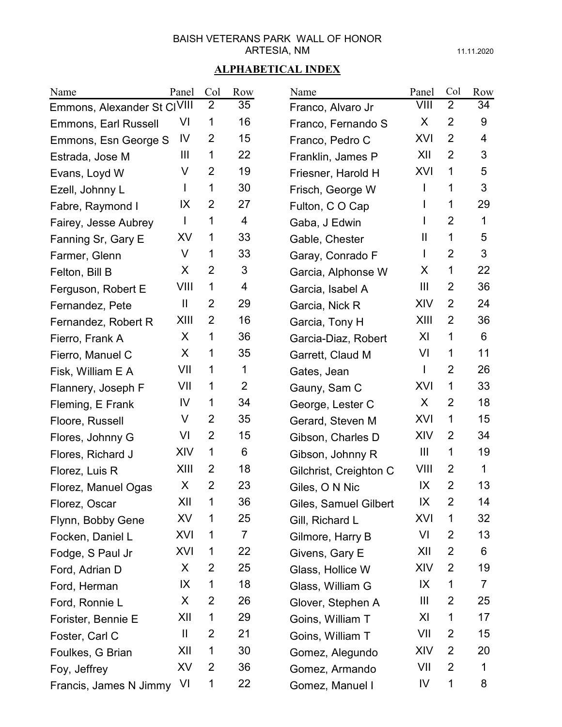BAISH VETERANS PARK WALL OF HONOR
ARTESIA, NM

11.11.2020

## ALPHABETICAL INDEX

| Name | Panel | Col | Row |
|---|---|---|---|
| Emmons, Alexander St Cl | VIII | 2 | 35 |
| Emmons, Earl Russell | VI | 1 | 16 |
| Emmons, Esn George S | IV | 2 | 15 |
| Estrada, Jose M | III | 1 | 22 |
| Evans, Loyd W | V | 2 | 19 |
| Ezell, Johnny L | I | 1 | 30 |
| Fabre, Raymond I | IX | 2 | 27 |
| Fairey, Jesse Aubrey | I | 1 | 4 |
| Fanning Sr, Gary E | XV | 1 | 33 |
| Farmer, Glenn | V | 1 | 33 |
| Felton, Bill B | X | 2 | 3 |
| Ferguson, Robert E | VIII | 1 | 4 |
| Fernandez, Pete | II | 2 | 29 |
| Fernandez, Robert R | XIII | 2 | 16 |
| Fierro, Frank A | X | 1 | 36 |
| Fierro, Manuel C | X | 1 | 35 |
| Fisk, William E A | VII | 1 | 1 |
| Flannery, Joseph F | VII | 1 | 2 |
| Fleming, E Frank | IV | 1 | 34 |
| Floore, Russell | V | 2 | 35 |
| Flores, Johnny G | VI | 2 | 15 |
| Flores, Richard J | XIV | 1 | 6 |
| Florez, Luis R | XIII | 2 | 18 |
| Florez, Manuel Ogas | X | 2 | 23 |
| Florez, Oscar | XII | 1 | 36 |
| Flynn, Bobby Gene | XV | 1 | 25 |
| Focken, Daniel L | XVI | 1 | 7 |
| Fodge, S Paul Jr | XVI | 1 | 22 |
| Ford, Adrian D | X | 2 | 25 |
| Ford, Herman | IX | 1 | 18 |
| Ford, Ronnie L | X | 2 | 26 |
| Forister, Bennie E | XII | 1 | 29 |
| Foster, Carl C | II | 2 | 21 |
| Foulkes, G Brian | XII | 1 | 30 |
| Foy, Jeffrey | XV | 2 | 36 |
| Francis, James N Jimmy | VI | 1 | 22 |
| Franco, Alvaro Jr | VIII | 2 | 34 |
| Franco, Fernando S | X | 2 | 9 |
| Franco, Pedro C | XVI | 2 | 4 |
| Franklin, James P | XII | 2 | 3 |
| Friesner, Harold H | XVI | 1 | 5 |
| Frisch, George W | I | 1 | 3 |
| Fulton, C O Cap | I | 1 | 29 |
| Gaba, J Edwin | I | 2 | 1 |
| Gable, Chester | II | 1 | 5 |
| Garay, Conrado F | I | 2 | 3 |
| Garcia, Alphonse W | X | 1 | 22 |
| Garcia, Isabel A | III | 2 | 36 |
| Garcia, Nick R | XIV | 2 | 24 |
| Garcia, Tony H | XIII | 2 | 36 |
| Garcia-Diaz, Robert | XI | 1 | 6 |
| Garrett, Claud M | VI | 1 | 11 |
| Gates, Jean | I | 2 | 26 |
| Gauny, Sam C | XVI | 1 | 33 |
| George, Lester C | X | 2 | 18 |
| Gerard, Steven M | XVI | 1 | 15 |
| Gibson, Charles D | XIV | 2 | 34 |
| Gibson, Johnny R | III | 1 | 19 |
| Gilchrist, Creighton C | VIII | 2 | 1 |
| Giles, O N Nic | IX | 2 | 13 |
| Giles, Samuel Gilbert | IX | 2 | 14 |
| Gill, Richard L | XVI | 1 | 32 |
| Gilmore, Harry B | VI | 2 | 13 |
| Givens, Gary E | XII | 2 | 6 |
| Glass, Hollice W | XIV | 2 | 19 |
| Glass, William G | IX | 1 | 7 |
| Glover, Stephen A | III | 2 | 25 |
| Goins, William T | XI | 1 | 17 |
| Goins, William T | VII | 2 | 15 |
| Gomez, Alegundo | XIV | 2 | 20 |
| Gomez, Armando | VII | 2 | 1 |
| Gomez, Manuel I | IV | 1 | 8 |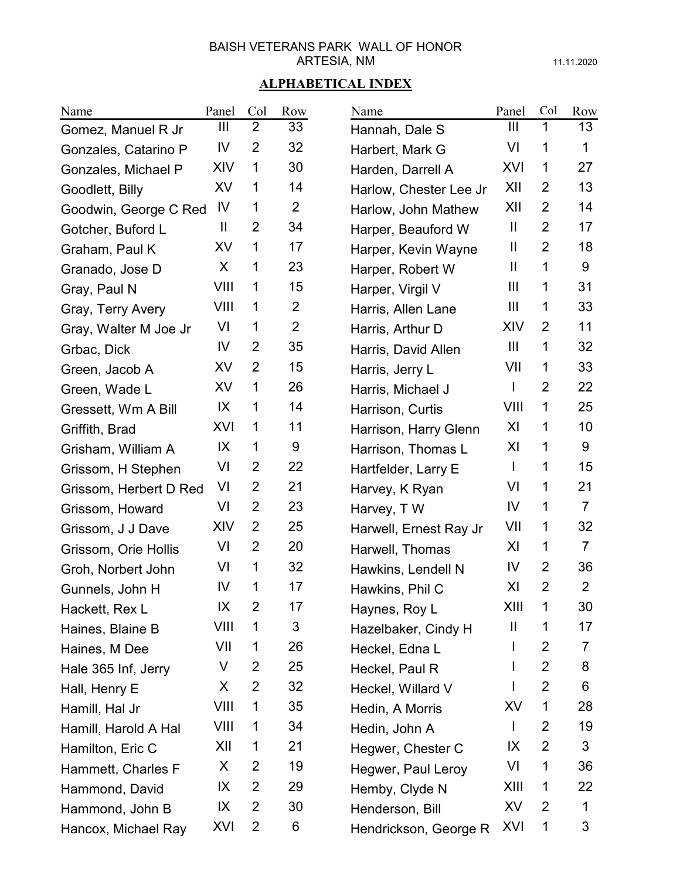BAISH VETERANS PARK WALL OF HONOR
ARTESIA, NM

11.11.2020

## ALPHABETICAL INDEX

| Name | Panel | Col | Row |
|---|---|---|---|
| Gomez, Manuel R Jr | III | 2 | 33 |
| Gonzales, Catarino P | IV | 2 | 32 |
| Gonzales, Michael P | XIV | 1 | 30 |
| Goodlett, Billy | XV | 1 | 14 |
| Goodwin, George C Red | IV | 1 | 2 |
| Gotcher, Buford L | II | 2 | 34 |
| Graham, Paul K | XV | 1 | 17 |
| Granado, Jose D | X | 1 | 23 |
| Gray, Paul N | VIII | 1 | 15 |
| Gray, Terry Avery | VIII | 1 | 2 |
| Gray, Walter M Joe Jr | VI | 1 | 2 |
| Grbac, Dick | IV | 2 | 35 |
| Green, Jacob A | XV | 2 | 15 |
| Green, Wade L | XV | 1 | 26 |
| Gressett, Wm A Bill | IX | 1 | 14 |
| Griffith, Brad | XVI | 1 | 11 |
| Grisham, William A | IX | 1 | 9 |
| Grissom, H Stephen | VI | 2 | 22 |
| Grissom, Herbert D Red | VI | 2 | 21 |
| Grissom, Howard | VI | 2 | 23 |
| Grissom, J J Dave | XIV | 2 | 25 |
| Grissom, Orie Hollis | VI | 2 | 20 |
| Groh, Norbert John | VI | 1 | 32 |
| Gunnels, John H | IV | 1 | 17 |
| Hackett, Rex L | IX | 2 | 17 |
| Haines, Blaine B | VIII | 1 | 3 |
| Haines, M Dee | VII | 1 | 26 |
| Hale 365 Inf, Jerry | V | 2 | 25 |
| Hall, Henry E | X | 2 | 32 |
| Hamill, Hal Jr | VIII | 1 | 35 |
| Hamill, Harold A Hal | VIII | 1 | 34 |
| Hamilton, Eric C | XII | 1 | 21 |
| Hammett, Charles F | X | 2 | 19 |
| Hammond, David | IX | 2 | 29 |
| Hammond, John B | IX | 2 | 30 |
| Hancox, Michael Ray | XVI | 2 | 6 |
| Hannah, Dale S | III | 1 | 13 |
| Harbert, Mark G | VI | 1 | 1 |
| Harden, Darrell A | XVI | 1 | 27 |
| Harlow, Chester Lee Jr | XII | 2 | 13 |
| Harlow, John Mathew | XII | 2 | 14 |
| Harper, Beauford W | II | 2 | 17 |
| Harper, Kevin Wayne | II | 2 | 18 |
| Harper, Robert W | II | 1 | 9 |
| Harper, Virgil V | III | 1 | 31 |
| Harris, Allen Lane | III | 1 | 33 |
| Harris, Arthur D | XIV | 2 | 11 |
| Harris, David Allen | III | 1 | 32 |
| Harris, Jerry L | VII | 1 | 33 |
| Harris, Michael J | I | 2 | 22 |
| Harrison, Curtis | VIII | 1 | 25 |
| Harrison, Harry Glenn | XI | 1 | 10 |
| Harrison, Thomas L | XI | 1 | 9 |
| Hartfelder, Larry E | I | 1 | 15 |
| Harvey, K Ryan | VI | 1 | 21 |
| Harvey, T W | IV | 1 | 7 |
| Harwell, Ernest Ray Jr | VII | 1 | 32 |
| Harwell, Thomas | XI | 1 | 7 |
| Hawkins, Lendell N | IV | 2 | 36 |
| Hawkins, Phil C | XI | 2 | 2 |
| Haynes, Roy L | XIII | 1 | 30 |
| Hazelbaker, Cindy H | II | 1 | 17 |
| Heckel, Edna L | I | 2 | 7 |
| Heckel, Paul R | I | 2 | 8 |
| Heckel, Willard V | I | 2 | 6 |
| Hedin, A Morris | XV | 1 | 28 |
| Hedin, John A | I | 2 | 19 |
| Hegwer, Chester C | IX | 2 | 3 |
| Hegwer, Paul Leroy | VI | 1 | 36 |
| Hemby, Clyde N | XIII | 1 | 22 |
| Henderson, Bill | XV | 2 | 1 |
| Hendrickson, George R | XVI | 1 | 3 |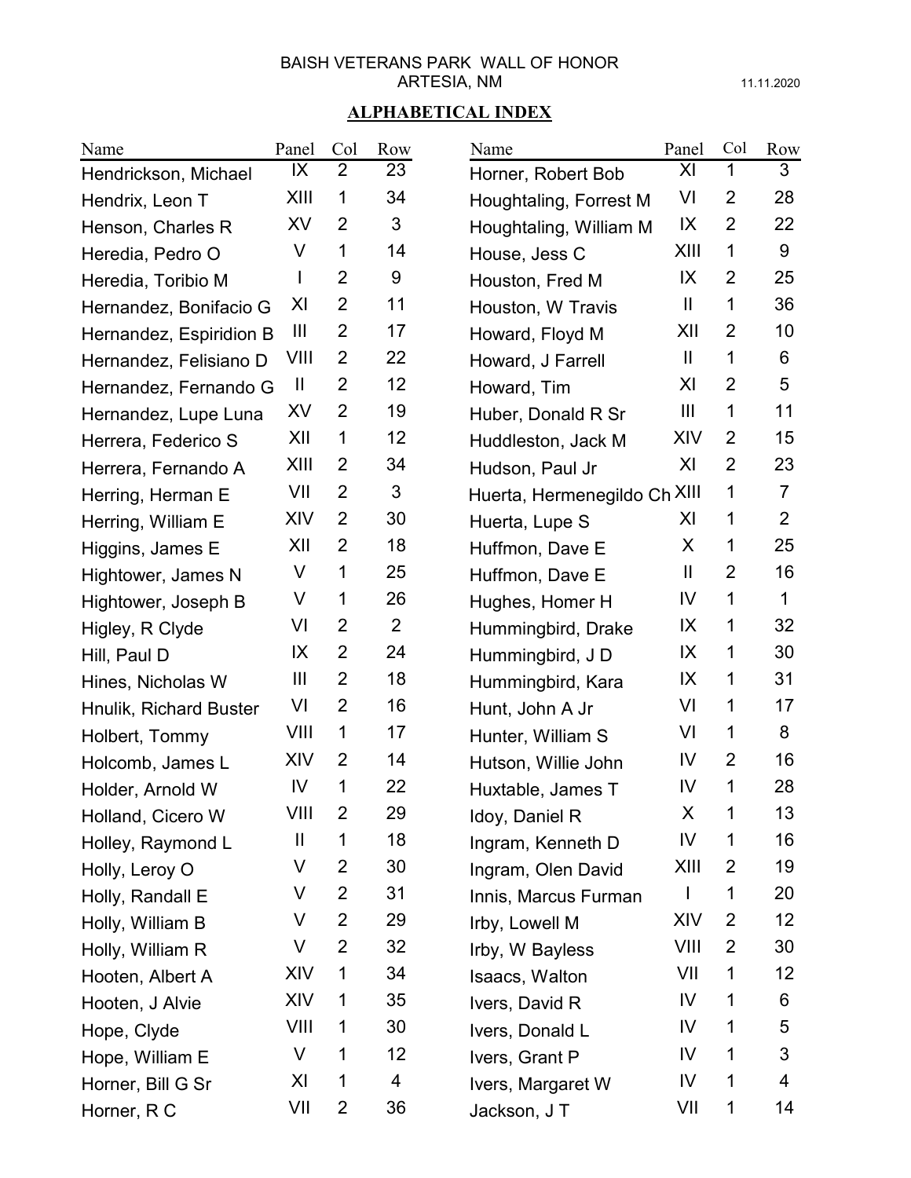BAISH VETERANS PARK WALL OF HONOR
ARTESIA, NM

11.11.2020

## ALPHABETICAL INDEX

| Name | Panel | Col | Row |
|---|---|---|---|
| Hendrickson, Michael | IX | 2 | 23 |
| Hendrix, Leon T | XIII | 1 | 34 |
| Henson, Charles R | XV | 2 | 3 |
| Heredia, Pedro O | V | 1 | 14 |
| Heredia, Toribio M | I | 2 | 9 |
| Hernandez, Bonifacio G | XI | 2 | 11 |
| Hernandez, Espiridion B | III | 2 | 17 |
| Hernandez, Felisiano D | VIII | 2 | 22 |
| Hernandez, Fernando G | II | 2 | 12 |
| Hernandez, Lupe Luna | XV | 2 | 19 |
| Herrera, Federico S | XII | 1 | 12 |
| Herrera, Fernando A | XIII | 2 | 34 |
| Herring, Herman E | VII | 2 | 3 |
| Herring, William E | XIV | 2 | 30 |
| Higgins, James E | XII | 2 | 18 |
| Hightower, James N | V | 1 | 25 |
| Hightower, Joseph B | V | 1 | 26 |
| Higley, R Clyde | VI | 2 | 2 |
| Hill, Paul D | IX | 2 | 24 |
| Hines, Nicholas W | III | 2 | 18 |
| Hnulik, Richard Buster | VI | 2 | 16 |
| Holbert, Tommy | VIII | 1 | 17 |
| Holcomb, James L | XIV | 2 | 14 |
| Holder, Arnold W | IV | 1 | 22 |
| Holland, Cicero W | VIII | 2 | 29 |
| Holley, Raymond L | II | 1 | 18 |
| Holly, Leroy O | V | 2 | 30 |
| Holly, Randall E | V | 2 | 31 |
| Holly, William B | V | 2 | 29 |
| Holly, William R | V | 2 | 32 |
| Hooten, Albert A | XIV | 1 | 34 |
| Hooten, J Alvie | XIV | 1 | 35 |
| Hope, Clyde | VIII | 1 | 30 |
| Hope, William E | V | 1 | 12 |
| Horner, Bill G Sr | XI | 1 | 4 |
| Horner, R C | VII | 2 | 36 |
| Horner, Robert Bob | XI | 1 | 3 |
| Houghtaling, Forrest M | VI | 2 | 28 |
| Houghtaling, William M | IX | 2 | 22 |
| House, Jess C | XIII | 1 | 9 |
| Houston, Fred M | IX | 2 | 25 |
| Houston, W Travis | II | 1 | 36 |
| Howard, Floyd M | XII | 2 | 10 |
| Howard, J Farrell | II | 1 | 6 |
| Howard, Tim | XI | 2 | 5 |
| Huber, Donald R Sr | III | 1 | 11 |
| Huddleston, Jack M | XIV | 2 | 15 |
| Hudson, Paul Jr | XI | 2 | 23 |
| Huerta, Hermenegildo Ch | XIII | 1 | 7 |
| Huerta, Lupe S | XI | 1 | 2 |
| Huffmon, Dave E | X | 1 | 25 |
| Huffmon, Dave E | II | 2 | 16 |
| Hughes, Homer H | IV | 1 | 1 |
| Hummingbird, Drake | IX | 1 | 32 |
| Hummingbird, J D | IX | 1 | 30 |
| Hummingbird, Kara | IX | 1 | 31 |
| Hunt, John A Jr | VI | 1 | 17 |
| Hunter, William S | VI | 1 | 8 |
| Hutson, Willie John | IV | 2 | 16 |
| Huxtable, James T | IV | 1 | 28 |
| Idoy, Daniel R | X | 1 | 13 |
| Ingram, Kenneth D | IV | 1 | 16 |
| Ingram, Olen David | XIII | 2 | 19 |
| Innis, Marcus Furman | I | 1 | 20 |
| Irby, Lowell M | XIV | 2 | 12 |
| Irby, W Bayless | VIII | 2 | 30 |
| Isaacs, Walton | VII | 1 | 12 |
| Ivers, David R | IV | 1 | 6 |
| Ivers, Donald L | IV | 1 | 5 |
| Ivers, Grant P | IV | 1 | 3 |
| Ivers, Margaret W | IV | 1 | 4 |
| Jackson, J T | VII | 1 | 14 |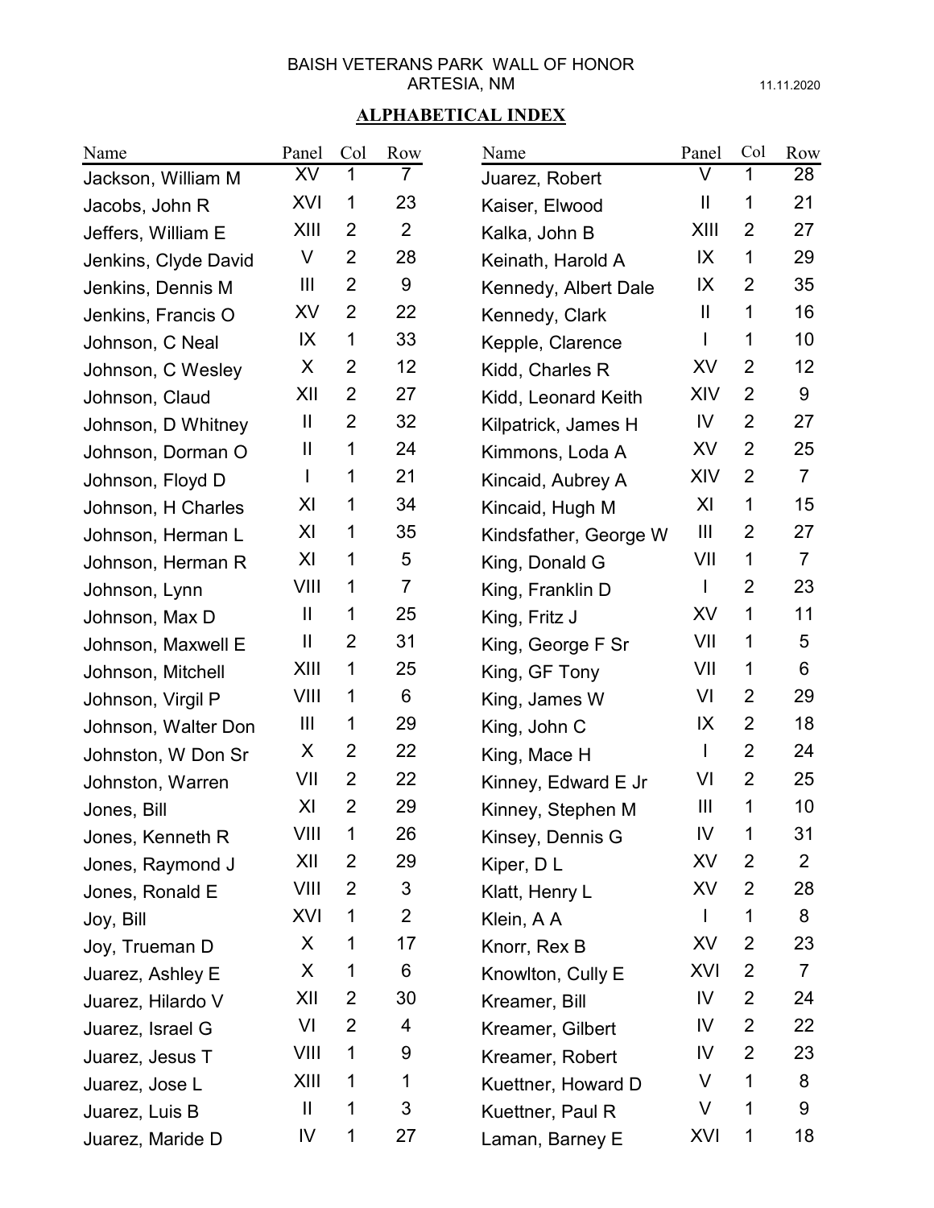BAISH VETERANS PARK WALL OF HONOR
ARTESIA, NM

11.11.2020

## ALPHABETICAL INDEX

| Name | Panel | Col | Row |
|---|---|---|---|
| Jackson, William M | XV | 1 | 7 |
| Jacobs, John R | XVI | 1 | 23 |
| Jeffers, William E | XIII | 2 | 2 |
| Jenkins, Clyde David | V | 2 | 28 |
| Jenkins, Dennis M | III | 2 | 9 |
| Jenkins, Francis O | XV | 2 | 22 |
| Johnson, C Neal | IX | 1 | 33 |
| Johnson, C Wesley | X | 2 | 12 |
| Johnson, Claud | XII | 2 | 27 |
| Johnson, D Whitney | II | 2 | 32 |
| Johnson, Dorman O | II | 1 | 24 |
| Johnson, Floyd D | I | 1 | 21 |
| Johnson, H Charles | XI | 1 | 34 |
| Johnson, Herman L | XI | 1 | 35 |
| Johnson, Herman R | XI | 1 | 5 |
| Johnson, Lynn | VIII | 1 | 7 |
| Johnson, Max D | II | 1 | 25 |
| Johnson, Maxwell E | II | 2 | 31 |
| Johnson, Mitchell | XIII | 1 | 25 |
| Johnson, Virgil P | VIII | 1 | 6 |
| Johnson, Walter Don | III | 1 | 29 |
| Johnston, W Don Sr | X | 2 | 22 |
| Johnston, Warren | VII | 2 | 22 |
| Jones, Bill | XI | 2 | 29 |
| Jones, Kenneth R | VIII | 1 | 26 |
| Jones, Raymond J | XII | 2 | 29 |
| Jones, Ronald E | VIII | 2 | 3 |
| Joy, Bill | XVI | 1 | 2 |
| Joy, Trueman D | X | 1 | 17 |
| Juarez, Ashley E | X | 1 | 6 |
| Juarez, Hilardo V | XII | 2 | 30 |
| Juarez, Israel G | VI | 2 | 4 |
| Juarez, Jesus T | VIII | 1 | 9 |
| Juarez, Jose L | XIII | 1 | 1 |
| Juarez, Luis B | II | 1 | 3 |
| Juarez, Maride D | IV | 1 | 27 |
| Juarez, Robert | V | 1 | 28 |
| Kaiser, Elwood | II | 1 | 21 |
| Kalka, John B | XIII | 2 | 27 |
| Keinath, Harold A | IX | 1 | 29 |
| Kennedy, Albert Dale | IX | 2 | 35 |
| Kennedy, Clark | II | 1 | 16 |
| Kepple, Clarence | I | 1 | 10 |
| Kidd, Charles R | XV | 2 | 12 |
| Kidd, Leonard Keith | XIV | 2 | 9 |
| Kilpatrick, James H | IV | 2 | 27 |
| Kimmons, Loda A | XV | 2 | 25 |
| Kincaid, Aubrey A | XIV | 2 | 7 |
| Kincaid, Hugh M | XI | 1 | 15 |
| Kindsfather, George W | III | 2 | 27 |
| King, Donald G | VII | 1 | 7 |
| King, Franklin D | I | 2 | 23 |
| King, Fritz J | XV | 1 | 11 |
| King, George F Sr | VII | 1 | 5 |
| King, GF Tony | VII | 1 | 6 |
| King, James W | VI | 2 | 29 |
| King, John C | IX | 2 | 18 |
| King, Mace H | I | 2 | 24 |
| Kinney, Edward E Jr | VI | 2 | 25 |
| Kinney, Stephen M | III | 1 | 10 |
| Kinsey, Dennis G | IV | 1 | 31 |
| Kiper, D L | XV | 2 | 2 |
| Klatt, Henry L | XV | 2 | 28 |
| Klein, A A | I | 1 | 8 |
| Knorr, Rex B | XV | 2 | 23 |
| Knowlton, Cully E | XVI | 2 | 7 |
| Kreamer, Bill | IV | 2 | 24 |
| Kreamer, Gilbert | IV | 2 | 22 |
| Kreamer, Robert | IV | 2 | 23 |
| Kuettner, Howard D | V | 1 | 8 |
| Kuettner, Paul R | V | 1 | 9 |
| Laman, Barney E | XVI | 1 | 18 |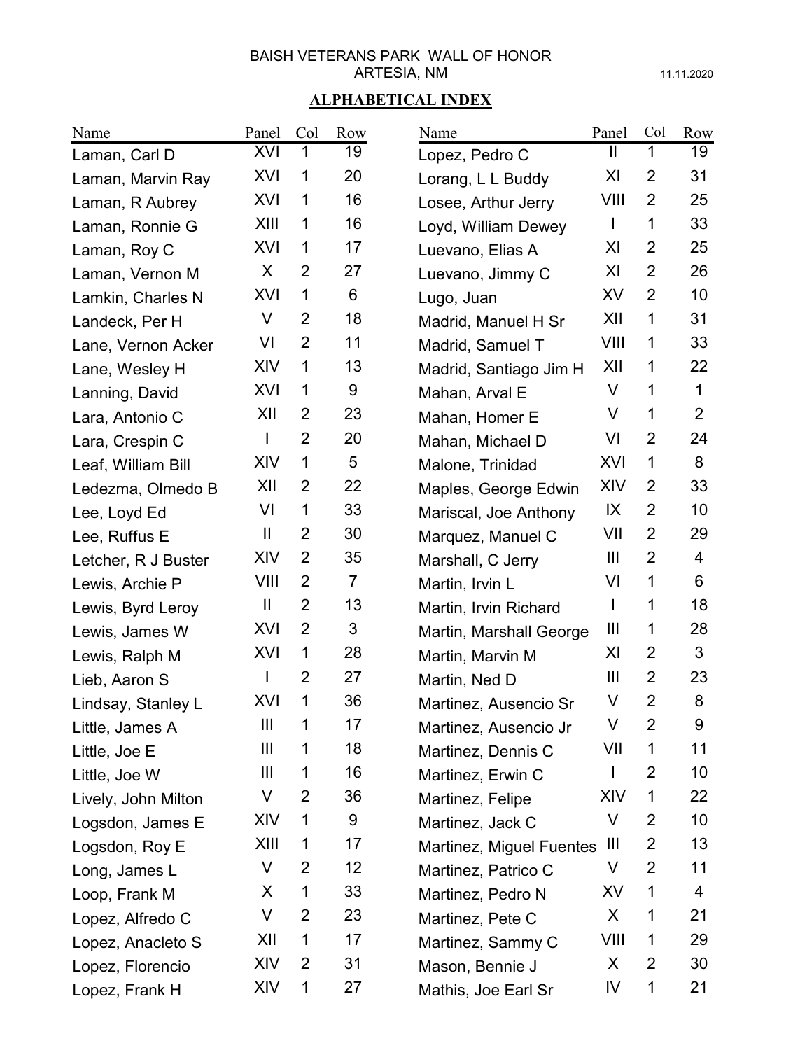BAISH VETERANS PARK WALL OF HONOR
ARTESIA, NM

11.11.2020

## ALPHABETICAL INDEX

| Name | Panel | Col | Row |
|---|---|---|---|
| Laman, Carl D | XVI | 1 | 19 |
| Laman, Marvin Ray | XVI | 1 | 20 |
| Laman, R Aubrey | XVI | 1 | 16 |
| Laman, Ronnie G | XIII | 1 | 16 |
| Laman, Roy C | XVI | 1 | 17 |
| Laman, Vernon M | X | 2 | 27 |
| Lamkin, Charles N | XVI | 1 | 6 |
| Landeck, Per H | V | 2 | 18 |
| Lane, Vernon Acker | VI | 2 | 11 |
| Lane, Wesley H | XIV | 1 | 13 |
| Lanning, David | XVI | 1 | 9 |
| Lara, Antonio C | XII | 2 | 23 |
| Lara, Crespin C | I | 2 | 20 |
| Leaf, William Bill | XIV | 1 | 5 |
| Ledezma, Olmedo B | XII | 2 | 22 |
| Lee, Loyd Ed | VI | 1 | 33 |
| Lee, Ruffus E | II | 2 | 30 |
| Letcher, R J Buster | XIV | 2 | 35 |
| Lewis, Archie P | VIII | 2 | 7 |
| Lewis, Byrd Leroy | II | 2 | 13 |
| Lewis, James W | XVI | 2 | 3 |
| Lewis, Ralph M | XVI | 1 | 28 |
| Lieb, Aaron S | I | 2 | 27 |
| Lindsay, Stanley L | XVI | 1 | 36 |
| Little, James A | III | 1 | 17 |
| Little, Joe E | III | 1 | 18 |
| Little, Joe W | III | 1 | 16 |
| Lively, John Milton | V | 2 | 36 |
| Logsdon, James E | XIV | 1 | 9 |
| Logsdon, Roy E | XIII | 1 | 17 |
| Long, James L | V | 2 | 12 |
| Loop, Frank M | X | 1 | 33 |
| Lopez, Alfredo C | V | 2 | 23 |
| Lopez, Anacleto S | XII | 1 | 17 |
| Lopez, Florencio | XIV | 2 | 31 |
| Lopez, Frank H | XIV | 1 | 27 |
| Lopez, Pedro C | II | 1 | 19 |
| Lorang, L L Buddy | XI | 2 | 31 |
| Losee, Arthur Jerry | VIII | 2 | 25 |
| Loyd, William Dewey | I | 1 | 33 |
| Luevano, Elias A | XI | 2 | 25 |
| Luevano, Jimmy C | XI | 2 | 26 |
| Lugo, Juan | XV | 2 | 10 |
| Madrid, Manuel H Sr | XII | 1 | 31 |
| Madrid, Samuel T | VIII | 1 | 33 |
| Madrid, Santiago Jim H | XII | 1 | 22 |
| Mahan, Arval E | V | 1 | 1 |
| Mahan, Homer E | V | 1 | 2 |
| Mahan, Michael D | VI | 2 | 24 |
| Malone, Trinidad | XVI | 1 | 8 |
| Maples, George Edwin | XIV | 2 | 33 |
| Mariscal, Joe Anthony | IX | 2 | 10 |
| Marquez, Manuel C | VII | 2 | 29 |
| Marshall, C Jerry | III | 2 | 4 |
| Martin, Irvin L | VI | 1 | 6 |
| Martin, Irvin Richard | I | 1 | 18 |
| Martin, Marshall George | III | 1 | 28 |
| Martin, Marvin M | XI | 2 | 3 |
| Martin, Ned D | III | 2 | 23 |
| Martinez, Ausencio Sr | V | 2 | 8 |
| Martinez, Ausencio Jr | V | 2 | 9 |
| Martinez, Dennis C | VII | 1 | 11 |
| Martinez, Erwin C | I | 2 | 10 |
| Martinez, Felipe | XIV | 1 | 22 |
| Martinez, Jack C | V | 2 | 10 |
| Martinez, Miguel Fuentes | III | 2 | 13 |
| Martinez, Patrico C | V | 2 | 11 |
| Martinez, Pedro N | XV | 1 | 4 |
| Martinez, Pete C | X | 1 | 21 |
| Martinez, Sammy C | VIII | 1 | 29 |
| Mason, Bennie J | X | 2 | 30 |
| Mathis, Joe Earl Sr | IV | 1 | 21 |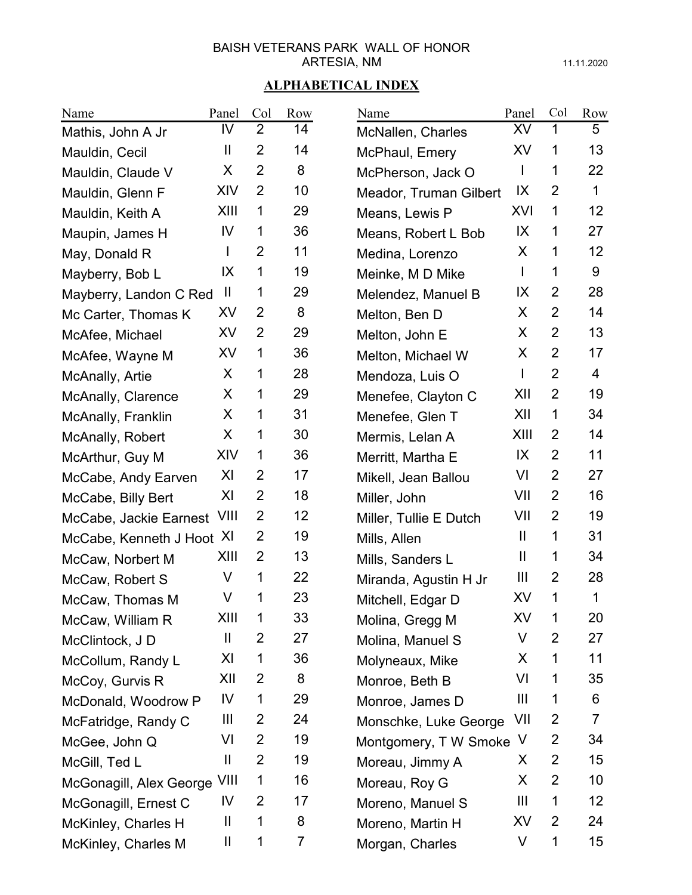BAISH VETERANS PARK WALL OF HONOR
ARTESIA, NM

11.11.2020

## ALPHABETICAL INDEX

| Name | Panel | Col | Row |
|---|---|---|---|
| Mathis, John A Jr | IV | 2 | 14 |
| Mauldin, Cecil | II | 2 | 14 |
| Mauldin, Claude V | X | 2 | 8 |
| Mauldin, Glenn F | XIV | 2 | 10 |
| Mauldin, Keith A | XIII | 1 | 29 |
| Maupin, James H | IV | 1 | 36 |
| May, Donald R | I | 2 | 11 |
| Mayberry, Bob L | IX | 1 | 19 |
| Mayberry, Landon C Red | II | 1 | 29 |
| Mc Carter, Thomas K | XV | 2 | 8 |
| McAfee, Michael | XV | 2 | 29 |
| McAfee, Wayne M | XV | 1 | 36 |
| McAnally, Artie | X | 1 | 28 |
| McAnally, Clarence | X | 1 | 29 |
| McAnally, Franklin | X | 1 | 31 |
| McAnally, Robert | X | 1 | 30 |
| McArthur, Guy M | XIV | 1 | 36 |
| McCabe, Andy Earven | XI | 2 | 17 |
| McCabe, Billy Bert | XI | 2 | 18 |
| McCabe, Jackie Earnest | VIII | 2 | 12 |
| McCabe, Kenneth J Hoot | XI | 2 | 19 |
| McCaw, Norbert M | XIII | 2 | 13 |
| McCaw, Robert S | V | 1 | 22 |
| McCaw, Thomas M | V | 1 | 23 |
| McCaw, William R | XIII | 1 | 33 |
| McClintock, J D | II | 2 | 27 |
| McCollum, Randy L | XI | 1 | 36 |
| McCoy, Gurvis R | XII | 2 | 8 |
| McDonald, Woodrow P | IV | 1 | 29 |
| McFatridge, Randy C | III | 2 | 24 |
| McGee, John Q | VI | 2 | 19 |
| McGill, Ted L | II | 2 | 19 |
| McGonagill, Alex George | VIII | 1 | 16 |
| McGonagill, Ernest C | IV | 2 | 17 |
| McKinley, Charles H | II | 1 | 8 |
| McKinley, Charles M | II | 1 | 7 |
| McNallen, Charles | XV | 1 | 5 |
| McPhaul, Emery | XV | 1 | 13 |
| McPherson, Jack O | I | 1 | 22 |
| Meador, Truman Gilbert | IX | 2 | 1 |
| Means, Lewis P | XVI | 1 | 12 |
| Means, Robert L Bob | IX | 1 | 27 |
| Medina, Lorenzo | X | 1 | 12 |
| Meinke, M D Mike | I | 1 | 9 |
| Melendez, Manuel B | IX | 2 | 28 |
| Melton, Ben D | X | 2 | 14 |
| Melton, John E | X | 2 | 13 |
| Melton, Michael W | X | 2 | 17 |
| Mendoza, Luis O | I | 2 | 4 |
| Menefee, Clayton C | XII | 2 | 19 |
| Menefee, Glen T | XII | 1 | 34 |
| Mermis, Lelan A | XIII | 2 | 14 |
| Merritt, Martha E | IX | 2 | 11 |
| Mikell, Jean Ballou | VI | 2 | 27 |
| Miller, John | VII | 2 | 16 |
| Miller, Tullie E Dutch | VII | 2 | 19 |
| Mills, Allen | II | 1 | 31 |
| Mills, Sanders L | II | 1 | 34 |
| Miranda, Agustin H Jr | III | 2 | 28 |
| Mitchell, Edgar D | XV | 1 | 1 |
| Molina, Gregg M | XV | 1 | 20 |
| Molina, Manuel S | V | 2 | 27 |
| Molyneaux, Mike | X | 1 | 11 |
| Monroe, Beth B | VI | 1 | 35 |
| Monroe, James D | III | 1 | 6 |
| Monschke, Luke George | VII | 2 | 7 |
| Montgomery, T W Smoke | V | 2 | 34 |
| Moreau, Jimmy A | X | 2 | 15 |
| Moreau, Roy G | X | 2 | 10 |
| Moreno, Manuel S | III | 1 | 12 |
| Moreno, Martin H | XV | 2 | 24 |
| Morgan, Charles | V | 1 | 15 |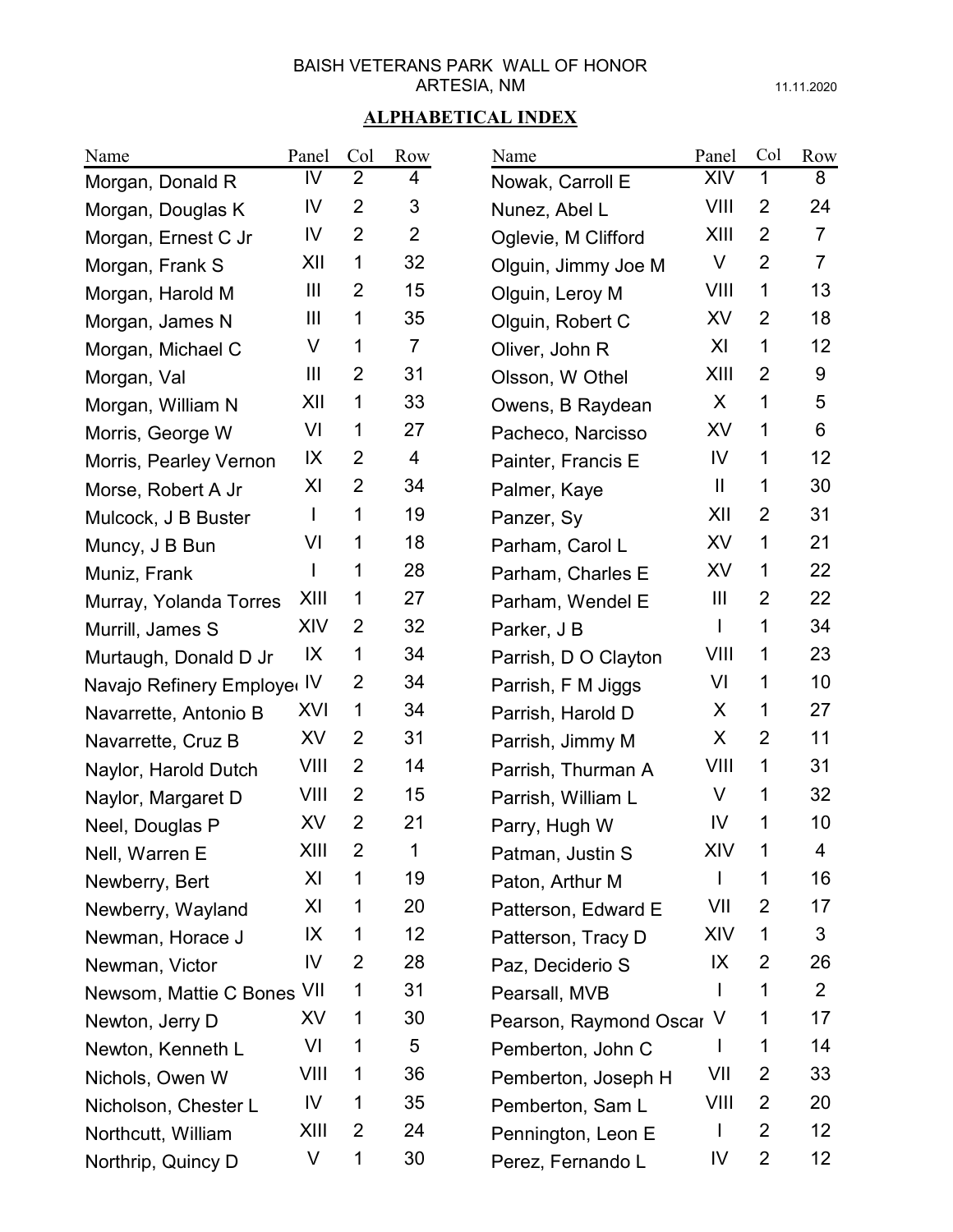BAISH VETERANS PARK WALL OF HONOR
ARTESIA, NM

11.11.2020

## ALPHABETICAL INDEX

| Name | Panel | Col | Row |
|---|---|---|---|
| Morgan, Donald R | IV | 2 | 4 |
| Morgan, Douglas K | IV | 2 | 3 |
| Morgan, Ernest C Jr | IV | 2 | 2 |
| Morgan, Frank S | XII | 1 | 32 |
| Morgan, Harold M | III | 2 | 15 |
| Morgan, James N | III | 1 | 35 |
| Morgan, Michael C | V | 1 | 7 |
| Morgan, Val | III | 2 | 31 |
| Morgan, William N | XII | 1 | 33 |
| Morris, George W | VI | 1 | 27 |
| Morris, Pearley Vernon | IX | 2 | 4 |
| Morse, Robert A Jr | XI | 2 | 34 |
| Mulcock, J B Buster | I | 1 | 19 |
| Muncy, J B Bun | VI | 1 | 18 |
| Muniz, Frank | I | 1 | 28 |
| Murray, Yolanda Torres | XIII | 1 | 27 |
| Murrill, James S | XIV | 2 | 32 |
| Murtaugh, Donald D Jr | IX | 1 | 34 |
| Navajo Refinery Employe | IV | 2 | 34 |
| Navarrette, Antonio B | XVI | 1 | 34 |
| Navarrette, Cruz B | XV | 2 | 31 |
| Naylor, Harold Dutch | VIII | 2 | 14 |
| Naylor, Margaret D | VIII | 2 | 15 |
| Neel, Douglas P | XV | 2 | 21 |
| Nell, Warren E | XIII | 2 | 1 |
| Newberry, Bert | XI | 1 | 19 |
| Newberry, Wayland | XI | 1 | 20 |
| Newman, Horace J | IX | 1 | 12 |
| Newman, Victor | IV | 2 | 28 |
| Newsom, Mattie C Bones | VII | 1 | 31 |
| Newton, Jerry D | XV | 1 | 30 |
| Newton, Kenneth L | VI | 1 | 5 |
| Nichols, Owen W | VIII | 1 | 36 |
| Nicholson, Chester L | IV | 1 | 35 |
| Northcutt, William | XIII | 2 | 24 |
| Northrip, Quincy D | V | 1 | 30 |
| Nowak, Carroll E | XIV | 1 | 8 |
| Nunez, Abel L | VIII | 2 | 24 |
| Oglevie, M Clifford | XIII | 2 | 7 |
| Olguin, Jimmy Joe M | V | 2 | 7 |
| Olguin, Leroy M | VIII | 1 | 13 |
| Olguin, Robert C | XV | 2 | 18 |
| Oliver, John R | XI | 1 | 12 |
| Olsson, W Othel | XIII | 2 | 9 |
| Owens, B Raydean | X | 1 | 5 |
| Pacheco, Narcisso | XV | 1 | 6 |
| Painter, Francis E | IV | 1 | 12 |
| Palmer, Kaye | II | 1 | 30 |
| Panzer, Sy | XII | 2 | 31 |
| Parham, Carol L | XV | 1 | 21 |
| Parham, Charles E | XV | 1 | 22 |
| Parham, Wendel E | III | 2 | 22 |
| Parker, J B | I | 1 | 34 |
| Parrish, D O Clayton | VIII | 1 | 23 |
| Parrish, F M Jiggs | VI | 1 | 10 |
| Parrish, Harold D | X | 1 | 27 |
| Parrish, Jimmy M | X | 2 | 11 |
| Parrish, Thurman A | VIII | 1 | 31 |
| Parrish, William L | V | 1 | 32 |
| Parry, Hugh W | IV | 1 | 10 |
| Patman, Justin S | XIV | 1 | 4 |
| Paton, Arthur M | I | 1 | 16 |
| Patterson, Edward E | VII | 2 | 17 |
| Patterson, Tracy D | XIV | 1 | 3 |
| Paz, Deciderio S | IX | 2 | 26 |
| Pearsall, MVB | I | 1 | 2 |
| Pearson, Raymond Oscar | V | 1 | 17 |
| Pemberton, John C | I | 1 | 14 |
| Pemberton, Joseph H | VII | 2 | 33 |
| Pemberton, Sam L | VIII | 2 | 20 |
| Pennington, Leon E | I | 2 | 12 |
| Perez, Fernando L | IV | 2 | 12 |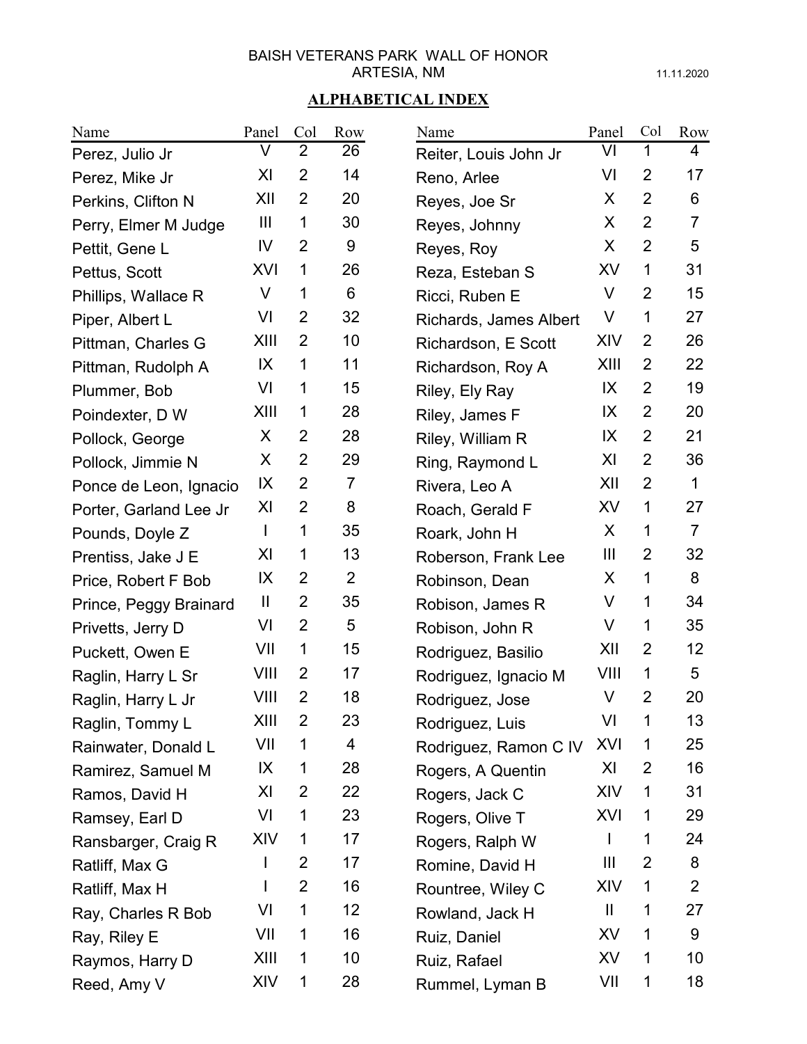BAISH VETERANS PARK WALL OF HONOR
ARTESIA, NM

11.11.2020

## ALPHABETICAL INDEX

| Name | Panel | Col | Row |
|---|---|---|---|
| Perez, Julio Jr | V | 2 | 26 |
| Perez, Mike Jr | XI | 2 | 14 |
| Perkins, Clifton N | XII | 2 | 20 |
| Perry, Elmer M Judge | III | 1 | 30 |
| Pettit, Gene L | IV | 2 | 9 |
| Pettus, Scott | XVI | 1 | 26 |
| Phillips, Wallace R | V | 1 | 6 |
| Piper, Albert L | VI | 2 | 32 |
| Pittman, Charles G | XIII | 2 | 10 |
| Pittman, Rudolph A | IX | 1 | 11 |
| Plummer, Bob | VI | 1 | 15 |
| Poindexter, D W | XIII | 1 | 28 |
| Pollock, George | X | 2 | 28 |
| Pollock, Jimmie N | X | 2 | 29 |
| Ponce de Leon, Ignacio | IX | 2 | 7 |
| Porter, Garland Lee Jr | XI | 2 | 8 |
| Pounds, Doyle Z | I | 1 | 35 |
| Prentiss, Jake J E | XI | 1 | 13 |
| Price, Robert F Bob | IX | 2 | 2 |
| Prince, Peggy Brainard | II | 2 | 35 |
| Privetts, Jerry D | VI | 2 | 5 |
| Puckett, Owen E | VII | 1 | 15 |
| Raglin, Harry L Sr | VIII | 2 | 17 |
| Raglin, Harry L Jr | VIII | 2 | 18 |
| Raglin, Tommy L | XIII | 2 | 23 |
| Rainwater, Donald L | VII | 1 | 4 |
| Ramirez, Samuel M | IX | 1 | 28 |
| Ramos, David H | XI | 2 | 22 |
| Ramsey, Earl D | VI | 1 | 23 |
| Ransbarger, Craig R | XIV | 1 | 17 |
| Ratliff, Max G | I | 2 | 17 |
| Ratliff, Max H | I | 2 | 16 |
| Ray, Charles R Bob | VI | 1 | 12 |
| Ray, Riley E | VII | 1 | 16 |
| Raymos, Harry D | XIII | 1 | 10 |
| Reed, Amy V | XIV | 1 | 28 |
| Reiter, Louis John Jr | VI | 1 | 4 |
| Reno, Arlee | VI | 2 | 17 |
| Reyes, Joe Sr | X | 2 | 6 |
| Reyes, Johnny | X | 2 | 7 |
| Reyes, Roy | X | 2 | 5 |
| Reza, Esteban S | XV | 1 | 31 |
| Ricci, Ruben E | V | 2 | 15 |
| Richards, James Albert | V | 1 | 27 |
| Richardson, E Scott | XIV | 2 | 26 |
| Richardson, Roy A | XIII | 2 | 22 |
| Riley, Ely Ray | IX | 2 | 19 |
| Riley, James F | IX | 2 | 20 |
| Riley, William R | IX | 2 | 21 |
| Ring, Raymond L | XI | 2 | 36 |
| Rivera, Leo A | XII | 2 | 1 |
| Roach, Gerald F | XV | 1 | 27 |
| Roark, John H | X | 1 | 7 |
| Roberson, Frank Lee | III | 2 | 32 |
| Robinson, Dean | X | 1 | 8 |
| Robison, James R | V | 1 | 34 |
| Robison, John R | V | 1 | 35 |
| Rodriguez, Basilio | XII | 2 | 12 |
| Rodriguez, Ignacio M | VIII | 1 | 5 |
| Rodriguez, Jose | V | 2 | 20 |
| Rodriguez, Luis | VI | 1 | 13 |
| Rodriguez, Ramon C IV | XVI | 1 | 25 |
| Rogers, A Quentin | XI | 2 | 16 |
| Rogers, Jack C | XIV | 1 | 31 |
| Rogers, Olive T | XVI | 1 | 29 |
| Rogers, Ralph W | I | 1 | 24 |
| Romine, David H | III | 2 | 8 |
| Rountree, Wiley C | XIV | 1 | 2 |
| Rowland, Jack H | II | 1 | 27 |
| Ruiz, Daniel | XV | 1 | 9 |
| Ruiz, Rafael | XV | 1 | 10 |
| Rummel, Lyman B | VII | 1 | 18 |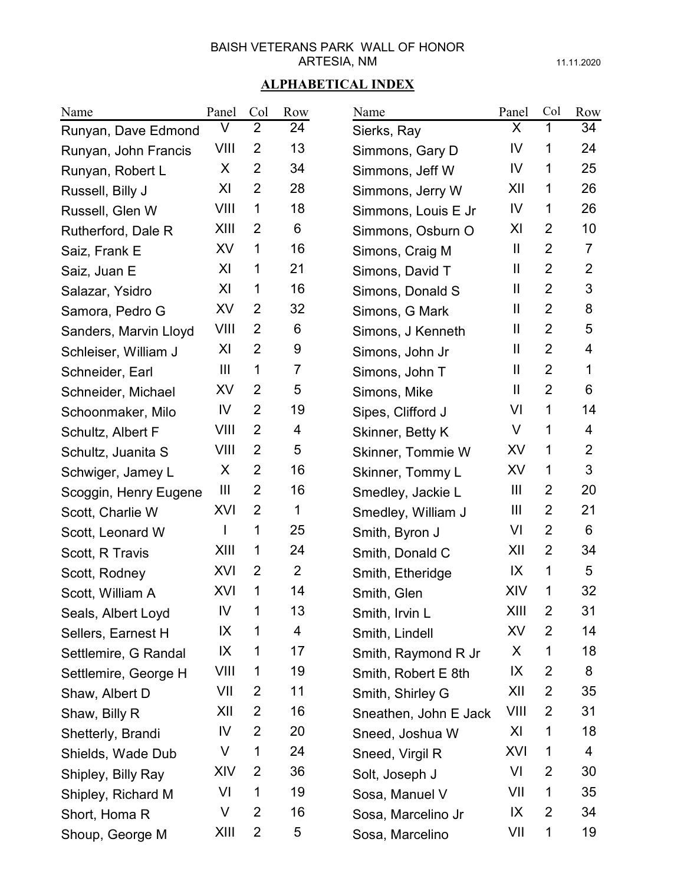BAISH VETERANS PARK WALL OF HONOR
ARTESIA, NM

11.11.2020

## ALPHABETICAL INDEX

| Name | Panel | Col | Row |
|---|---|---|---|
| Runyan, Dave Edmond | V | 2 | 24 |
| Runyan, John Francis | VIII | 2 | 13 |
| Runyan, Robert L | X | 2 | 34 |
| Russell, Billy J | XI | 2 | 28 |
| Russell, Glen W | VIII | 1 | 18 |
| Rutherford, Dale R | XIII | 2 | 6 |
| Saiz, Frank E | XV | 1 | 16 |
| Saiz, Juan E | XI | 1 | 21 |
| Salazar, Ysidro | XI | 1 | 16 |
| Samora, Pedro G | XV | 2 | 32 |
| Sanders, Marvin Lloyd | VIII | 2 | 6 |
| Schleiser, William J | XI | 2 | 9 |
| Schneider, Earl | III | 1 | 7 |
| Schneider, Michael | XV | 2 | 5 |
| Schoonmaker, Milo | IV | 2 | 19 |
| Schultz, Albert F | VIII | 2 | 4 |
| Schultz, Juanita S | VIII | 2 | 5 |
| Schwiger, Jamey L | X | 2 | 16 |
| Scoggin, Henry Eugene | III | 2 | 16 |
| Scott, Charlie W | XVI | 2 | 1 |
| Scott, Leonard W | I | 1 | 25 |
| Scott, R Travis | XIII | 1 | 24 |
| Scott, Rodney | XVI | 2 | 2 |
| Scott, William A | XVI | 1 | 14 |
| Seals, Albert Loyd | IV | 1 | 13 |
| Sellers, Earnest H | IX | 1 | 4 |
| Settlemire, G Randal | IX | 1 | 17 |
| Settlemire, George H | VIII | 1 | 19 |
| Shaw, Albert D | VII | 2 | 11 |
| Shaw, Billy R | XII | 2 | 16 |
| Shetterly, Brandi | IV | 2 | 20 |
| Shields, Wade Dub | V | 1 | 24 |
| Shipley, Billy Ray | XIV | 2 | 36 |
| Shipley, Richard M | VI | 1 | 19 |
| Short, Homa R | V | 2 | 16 |
| Shoup, George M | XIII | 2 | 5 |
| Sierks, Ray | X | 1 | 34 |
| Simmons, Gary D | IV | 1 | 24 |
| Simmons, Jeff W | IV | 1 | 25 |
| Simmons, Jerry W | XII | 1 | 26 |
| Simmons, Louis E Jr | IV | 1 | 26 |
| Simmons, Osburn O | XI | 2 | 10 |
| Simons, Craig M | II | 2 | 7 |
| Simons, David T | II | 2 | 2 |
| Simons, Donald S | II | 2 | 3 |
| Simons, G Mark | II | 2 | 8 |
| Simons, J Kenneth | II | 2 | 5 |
| Simons, John Jr | II | 2 | 4 |
| Simons, John T | II | 2 | 1 |
| Simons, Mike | II | 2 | 6 |
| Sipes, Clifford J | VI | 1 | 14 |
| Skinner, Betty K | V | 1 | 4 |
| Skinner, Tommie W | XV | 1 | 2 |
| Skinner, Tommy L | XV | 1 | 3 |
| Smedley, Jackie L | III | 2 | 20 |
| Smedley, William J | III | 2 | 21 |
| Smith, Byron J | VI | 2 | 6 |
| Smith, Donald C | XII | 2 | 34 |
| Smith, Etheridge | IX | 1 | 5 |
| Smith, Glen | XIV | 1 | 32 |
| Smith, Irvin L | XIII | 2 | 31 |
| Smith, Lindell | XV | 2 | 14 |
| Smith, Raymond R Jr | X | 1 | 18 |
| Smith, Robert E 8th | IX | 2 | 8 |
| Smith, Shirley G | XII | 2 | 35 |
| Sneathen, John E Jack | VIII | 2 | 31 |
| Sneed, Joshua W | XI | 1 | 18 |
| Sneed, Virgil R | XVI | 1 | 4 |
| Solt, Joseph J | VI | 2 | 30 |
| Sosa, Manuel V | VII | 1 | 35 |
| Sosa, Marcelino Jr | IX | 2 | 34 |
| Sosa, Marcelino | VII | 1 | 19 |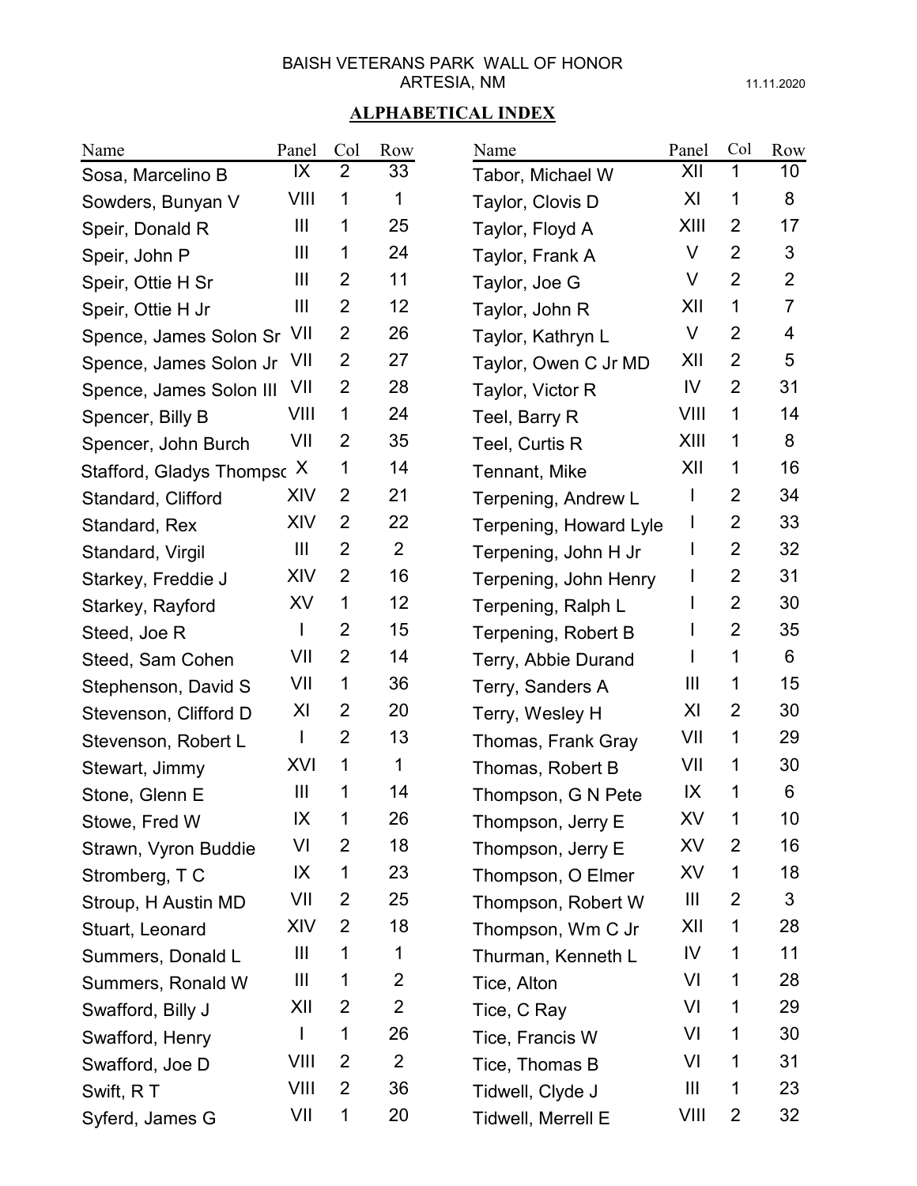BAISH VETERANS PARK WALL OF HONOR
ARTESIA, NM

11.11.2020

## ALPHABETICAL INDEX

| Name | Panel | Col | Row |
|---|---|---|---|
| Sosa, Marcelino B | IX | 2 | 33 |
| Sowders, Bunyan V | VIII | 1 | 1 |
| Speir, Donald R | III | 1 | 25 |
| Speir, John P | III | 1 | 24 |
| Speir, Ottie H Sr | III | 2 | 11 |
| Speir, Ottie H Jr | III | 2 | 12 |
| Spence, James Solon Sr | VII | 2 | 26 |
| Spence, James Solon Jr | VII | 2 | 27 |
| Spence, James Solon III | VII | 2 | 28 |
| Spencer, Billy B | VIII | 1 | 24 |
| Spencer, John Burch | VII | 2 | 35 |
| Stafford, Gladys Thompsc | X | 1 | 14 |
| Standard, Clifford | XIV | 2 | 21 |
| Standard, Rex | XIV | 2 | 22 |
| Standard, Virgil | III | 2 | 2 |
| Starkey, Freddie J | XIV | 2 | 16 |
| Starkey, Rayford | XV | 1 | 12 |
| Steed, Joe R | I | 2 | 15 |
| Steed, Sam Cohen | VII | 2 | 14 |
| Stephenson, David S | VII | 1 | 36 |
| Stevenson, Clifford D | XI | 2 | 20 |
| Stevenson, Robert L | I | 2 | 13 |
| Stewart, Jimmy | XVI | 1 | 1 |
| Stone, Glenn E | III | 1 | 14 |
| Stowe, Fred W | IX | 1 | 26 |
| Strawn, Vyron Buddie | VI | 2 | 18 |
| Stromberg, T C | IX | 1 | 23 |
| Stroup, H Austin MD | VII | 2 | 25 |
| Stuart, Leonard | XIV | 2 | 18 |
| Summers, Donald L | III | 1 | 1 |
| Summers, Ronald W | III | 1 | 2 |
| Swafford, Billy J | XII | 2 | 2 |
| Swafford, Henry | I | 1 | 26 |
| Swafford, Joe D | VIII | 2 | 2 |
| Swift, R T | VIII | 2 | 36 |
| Syferd, James G | VII | 1 | 20 |
| Tabor, Michael W | XII | 1 | 10 |
| Taylor, Clovis D | XI | 1 | 8 |
| Taylor, Floyd A | XIII | 2 | 17 |
| Taylor, Frank A | V | 2 | 3 |
| Taylor, Joe G | V | 2 | 2 |
| Taylor, John R | XII | 1 | 7 |
| Taylor, Kathryn L | V | 2 | 4 |
| Taylor, Owen C Jr MD | XII | 2 | 5 |
| Taylor, Victor R | IV | 2 | 31 |
| Teel, Barry R | VIII | 1 | 14 |
| Teel, Curtis R | XIII | 1 | 8 |
| Tennant, Mike | XII | 1 | 16 |
| Terpening, Andrew L | I | 2 | 34 |
| Terpening, Howard Lyle | I | 2 | 33 |
| Terpening, John H Jr | I | 2 | 32 |
| Terpening, John Henry | I | 2 | 31 |
| Terpening, Ralph L | I | 2 | 30 |
| Terpening, Robert B | I | 2 | 35 |
| Terry, Abbie Durand | I | 1 | 6 |
| Terry, Sanders A | III | 1 | 15 |
| Terry, Wesley H | XI | 2 | 30 |
| Thomas, Frank Gray | VII | 1 | 29 |
| Thomas, Robert B | VII | 1 | 30 |
| Thompson, G N Pete | IX | 1 | 6 |
| Thompson, Jerry E | XV | 1 | 10 |
| Thompson, Jerry E | XV | 2 | 16 |
| Thompson, O Elmer | XV | 1 | 18 |
| Thompson, Robert W | III | 2 | 3 |
| Thompson, Wm C Jr | XII | 1 | 28 |
| Thurman, Kenneth L | IV | 1 | 11 |
| Tice, Alton | VI | 1 | 28 |
| Tice, C Ray | VI | 1 | 29 |
| Tice, Francis W | VI | 1 | 30 |
| Tice, Thomas B | VI | 1 | 31 |
| Tidwell, Clyde J | III | 1 | 23 |
| Tidwell, Merrell E | VIII | 2 | 32 |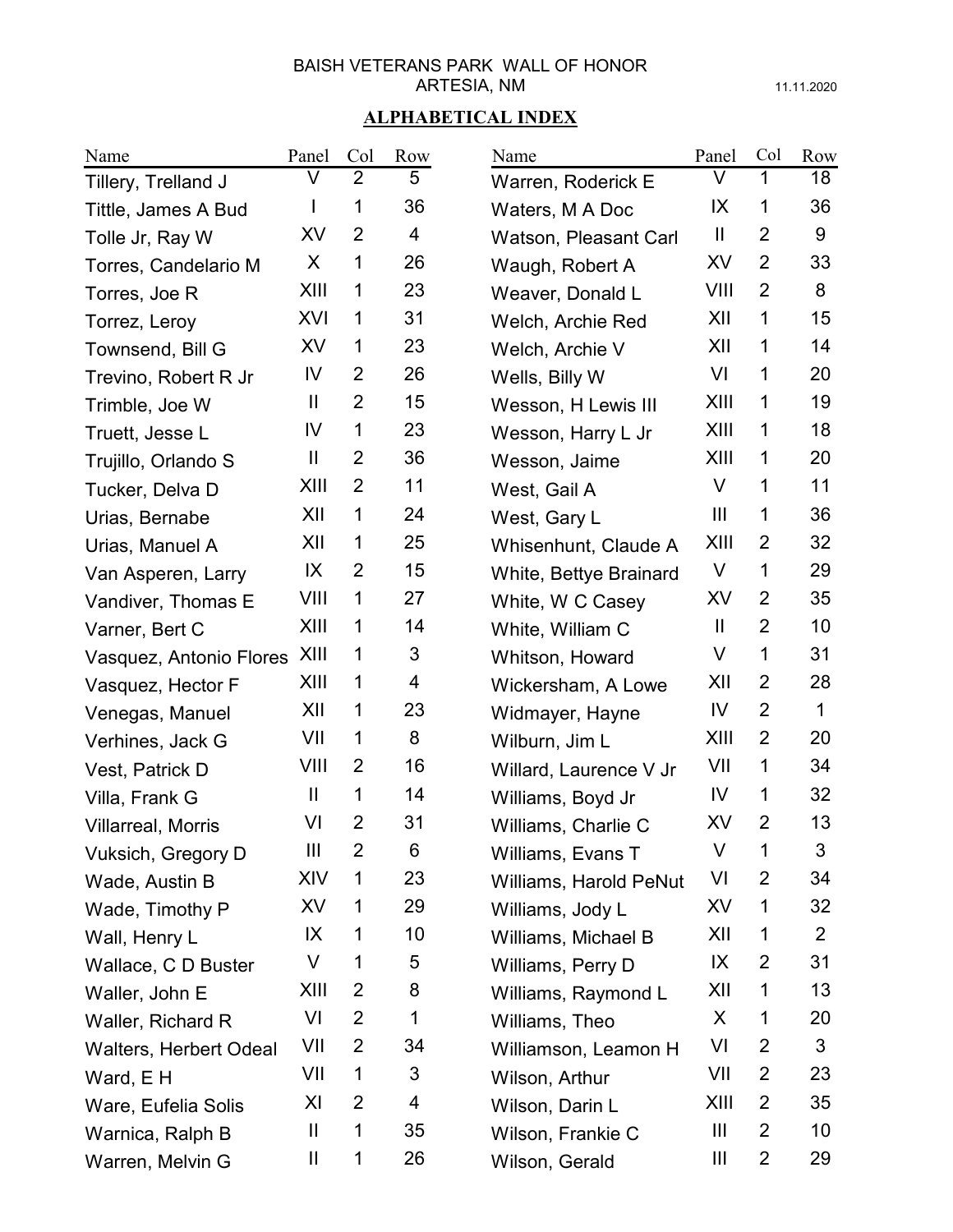BAISH VETERANS PARK WALL OF HONOR
ARTESIA, NM

11.11.2020

## ALPHABETICAL INDEX

| Name | Panel | Col | Row |
|---|---|---|---|
| Tillery, Trelland J | V | 2 | 5 |
| Tittle, James A Bud | I | 1 | 36 |
| Tolle Jr, Ray W | XV | 2 | 4 |
| Torres, Candelario M | X | 1 | 26 |
| Torres, Joe R | XIII | 1 | 23 |
| Torrez, Leroy | XVI | 1 | 31 |
| Townsend, Bill G | XV | 1 | 23 |
| Trevino, Robert R Jr | IV | 2 | 26 |
| Trimble, Joe W | II | 2 | 15 |
| Truett, Jesse L | IV | 1 | 23 |
| Trujillo, Orlando S | II | 2 | 36 |
| Tucker, Delva D | XIII | 2 | 11 |
| Urias, Bernabe | XII | 1 | 24 |
| Urias, Manuel A | XII | 1 | 25 |
| Van Asperen, Larry | IX | 2 | 15 |
| Vandiver, Thomas E | VIII | 1 | 27 |
| Varner, Bert C | XIII | 1 | 14 |
| Vasquez, Antonio Flores | XIII | 1 | 3 |
| Vasquez, Hector F | XIII | 1 | 4 |
| Venegas, Manuel | XII | 1 | 23 |
| Verhines, Jack G | VII | 1 | 8 |
| Vest, Patrick D | VIII | 2 | 16 |
| Villa, Frank G | II | 1 | 14 |
| Villarreal, Morris | VI | 2 | 31 |
| Vuksich, Gregory D | III | 2 | 6 |
| Wade, Austin B | XIV | 1 | 23 |
| Wade, Timothy P | XV | 1 | 29 |
| Wall, Henry L | IX | 1 | 10 |
| Wallace, C D Buster | V | 1 | 5 |
| Waller, John E | XIII | 2 | 8 |
| Waller, Richard R | VI | 2 | 1 |
| Walters, Herbert Odeal | VII | 2 | 34 |
| Ward, E H | VII | 1 | 3 |
| Ware, Eufelia Solis | XI | 2 | 4 |
| Warnica, Ralph B | II | 1 | 35 |
| Warren, Melvin G | II | 1 | 26 |
| Warren, Roderick E | V | 1 | 18 |
| Waters, M A Doc | IX | 1 | 36 |
| Watson, Pleasant Carl | II | 2 | 9 |
| Waugh, Robert A | XV | 2 | 33 |
| Weaver, Donald L | VIII | 2 | 8 |
| Welch, Archie Red | XII | 1 | 15 |
| Welch, Archie V | XII | 1 | 14 |
| Wells, Billy W | VI | 1 | 20 |
| Wesson, H Lewis III | XIII | 1 | 19 |
| Wesson, Harry L Jr | XIII | 1 | 18 |
| Wesson, Jaime | XIII | 1 | 20 |
| West, Gail A | V | 1 | 11 |
| West, Gary L | III | 1 | 36 |
| Whisenhunt, Claude A | XIII | 2 | 32 |
| White, Bettye Brainard | V | 1 | 29 |
| White, W C Casey | XV | 2 | 35 |
| White, William C | II | 2 | 10 |
| Whitson, Howard | V | 1 | 31 |
| Wickersham, A Lowe | XII | 2 | 28 |
| Widmayer, Hayne | IV | 2 | 1 |
| Wilburn, Jim L | XIII | 2 | 20 |
| Willard, Laurence V Jr | VII | 1 | 34 |
| Williams, Boyd Jr | IV | 1 | 32 |
| Williams, Charlie C | XV | 2 | 13 |
| Williams, Evans T | V | 1 | 3 |
| Williams, Harold PeNut | VI | 2 | 34 |
| Williams, Jody L | XV | 1 | 32 |
| Williams, Michael B | XII | 1 | 2 |
| Williams, Perry D | IX | 2 | 31 |
| Williams, Raymond L | XII | 1 | 13 |
| Williams, Theo | X | 1 | 20 |
| Williamson, Leamon H | VI | 2 | 3 |
| Wilson, Arthur | VII | 2 | 23 |
| Wilson, Darin L | XIII | 2 | 35 |
| Wilson, Frankie C | III | 2 | 10 |
| Wilson, Gerald | III | 2 | 29 |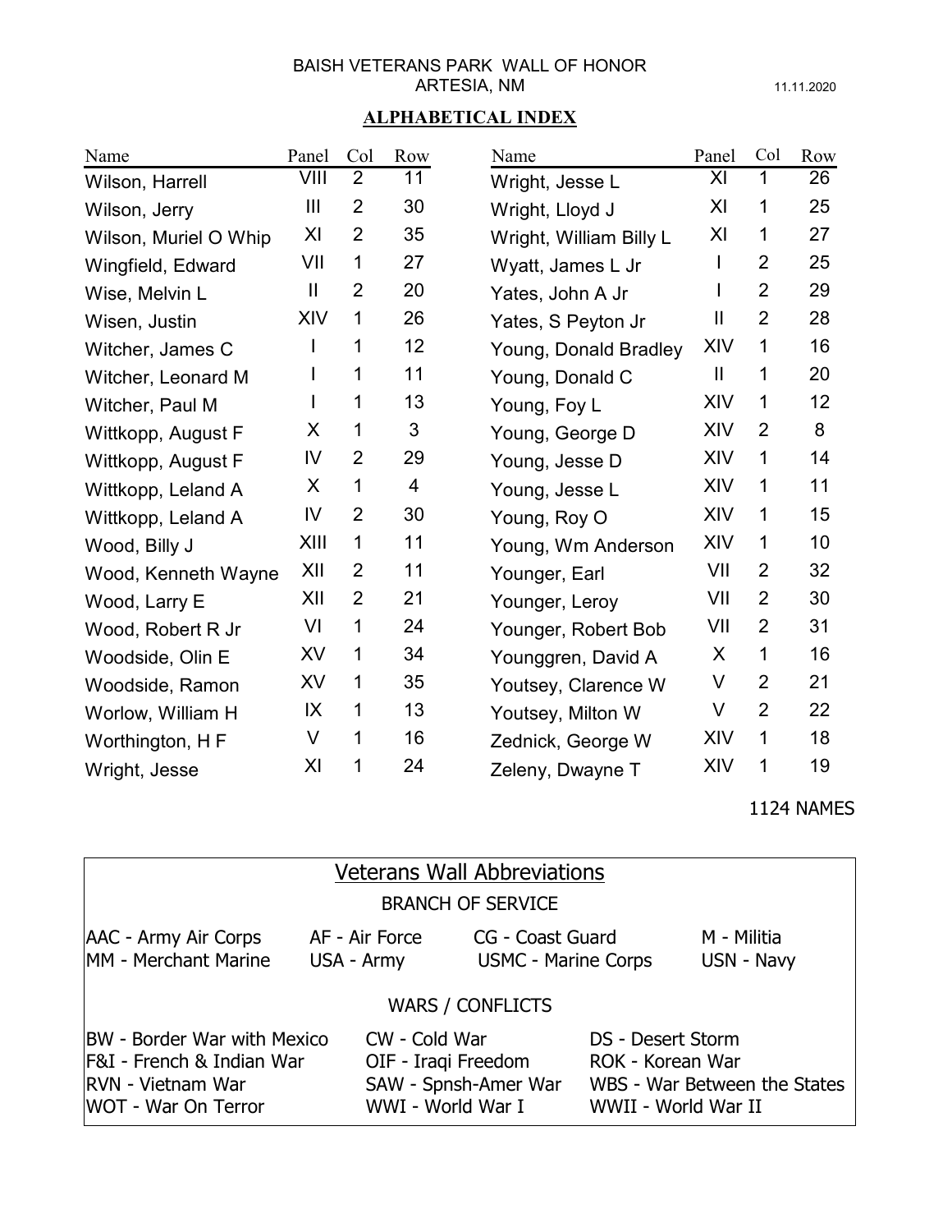BAISH VETERANS PARK WALL OF HONOR
ARTESIA, NM

11.11.2020

## ALPHABETICAL INDEX

| Name | Panel | Col | Row |
|---|---|---|---|
| Wilson, Harrell | VIII | 2 | 11 |
| Wilson, Jerry | III | 2 | 30 |
| Wilson, Muriel O Whip | XI | 2 | 35 |
| Wingfield, Edward | VII | 1 | 27 |
| Wise, Melvin L | II | 2 | 20 |
| Wisen, Justin | XIV | 1 | 26 |
| Witcher, James C | I | 1 | 12 |
| Witcher, Leonard M | I | 1 | 11 |
| Witcher, Paul M | I | 1 | 13 |
| Wittkopp, August F | X | 1 | 3 |
| Wittkopp, August F | IV | 2 | 29 |
| Wittkopp, Leland A | X | 1 | 4 |
| Wittkopp, Leland A | IV | 2 | 30 |
| Wood, Billy J | XIII | 1 | 11 |
| Wood, Kenneth Wayne | XII | 2 | 11 |
| Wood, Larry E | XII | 2 | 21 |
| Wood, Robert R Jr | VI | 1 | 24 |
| Woodside, Olin E | XV | 1 | 34 |
| Woodside, Ramon | XV | 1 | 35 |
| Worlow, William H | IX | 1 | 13 |
| Worthington, H F | V | 1 | 16 |
| Wright, Jesse | XI | 1 | 24 |
| Wright, Jesse L | XI | 1 | 26 |
| Wright, Lloyd J | XI | 1 | 25 |
| Wright, William Billy L | XI | 1 | 27 |
| Wyatt, James L Jr | I | 2 | 25 |
| Yates, John A Jr | I | 2 | 29 |
| Yates, S Peyton Jr | II | 2 | 28 |
| Young, Donald Bradley | XIV | 1 | 16 |
| Young, Donald C | II | 1 | 20 |
| Young, Foy L | XIV | 1 | 12 |
| Young, George D | XIV | 2 | 8 |
| Young, Jesse D | XIV | 1 | 14 |
| Young, Jesse L | XIV | 1 | 11 |
| Young, Roy O | XIV | 1 | 15 |
| Young, Wm Anderson | XIV | 1 | 10 |
| Younger, Earl | VII | 2 | 32 |
| Younger, Leroy | VII | 2 | 30 |
| Younger, Robert Bob | VII | 2 | 31 |
| Younggren, David A | X | 1 | 16 |
| Youtsey, Clarence W | V | 2 | 21 |
| Youtsey, Milton W | V | 2 | 22 |
| Zednick, George W | XIV | 1 | 18 |
| Zeleny, Dwayne T | XIV | 1 | 19 |

1124 NAMES

## Veterans Wall Abbreviations

### BRANCH OF SERVICE

| | | | |
|---|---|---|---|
| AAC - Army Air Corps | AF - Air Force | CG - Coast Guard | M - Militia |
| MM - Merchant Marine | USA - Army | USMC - Marine Corps | USN - Navy |

### WARS / CONFLICTS

| | | |
|---|---|---|
| BW - Border War with Mexico | CW - Cold War | DS - Desert Storm |
| F&I - French & Indian War | OIF - Iraqi Freedom | ROK - Korean War |
| RVN - Vietnam War | SAW - Spnsh-Amer War | WBS - War Between the States |
| WOT - War On Terror | WWI - World War I | WWII - World War II |